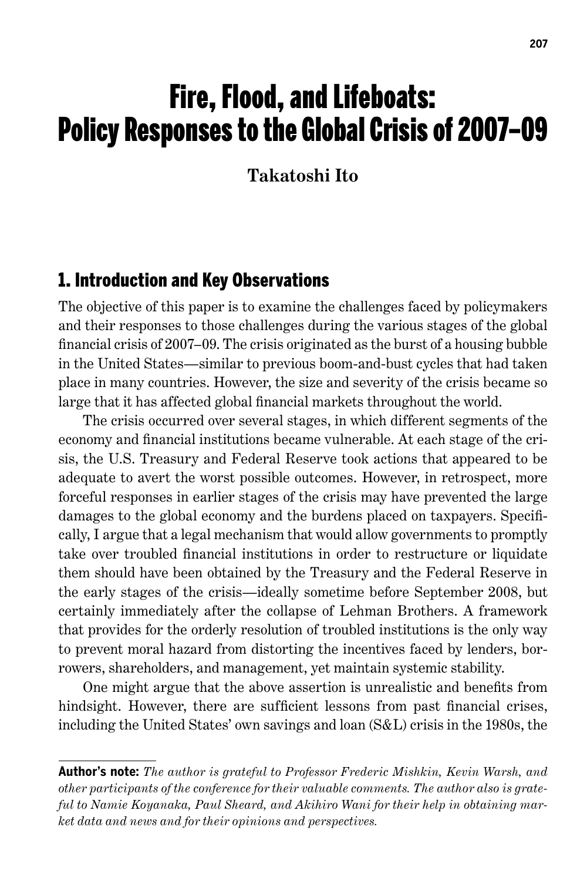# Fire, Flood, and Lifeboats: Policy Responses to the Global Crisis of 2007–09

**Takatoshi Ito**

## 1. Introduction and Key Observations

The objective of this paper is to examine the challenges faced by policymakers and their responses to those challenges during the various stages of the global financial crisis of 2007–09. The crisis originated as the burst of a housing bubble in the United States—similar to previous boom-and-bust cycles that had taken place in many countries. However, the size and severity of the crisis became so large that it has affected global financial markets throughout the world.

The crisis occurred over several stages, in which different segments of the economy and financial institutions became vulnerable. At each stage of the crisis, the U.S. Treasury and Federal Reserve took actions that appeared to be adequate to avert the worst possible outcomes. However, in retrospect, more forceful responses in earlier stages of the crisis may have prevented the large damages to the global economy and the burdens placed on taxpayers. Specifically, I argue that a legal mechanism that would allow governments to promptly take over troubled financial institutions in order to restructure or liquidate them should have been obtained by the Treasury and the Federal Reserve in the early stages of the crisis—ideally sometime before September 2008, but certainly immediately after the collapse of Lehman Brothers. A framework that provides for the orderly resolution of troubled institutions is the only way to prevent moral hazard from distorting the incentives faced by lenders, borrowers, shareholders, and management, yet maintain systemic stability.

One might argue that the above assertion is unrealistic and benefits from hindsight. However, there are sufficient lessons from past financial crises, including the United States' own savings and loan (S&L) crisis in the 1980s, the

---

**Author's note:** *The author is grateful to Professor Frederic Mishkin, Kevin Warsh, and other participants of the conference for their valuable comments. The author also is grateful to Namie Koyanaka, Paul Sheard, and Akihiro Wani for their help in obtaining market data and news and for their opinions and perspectives.*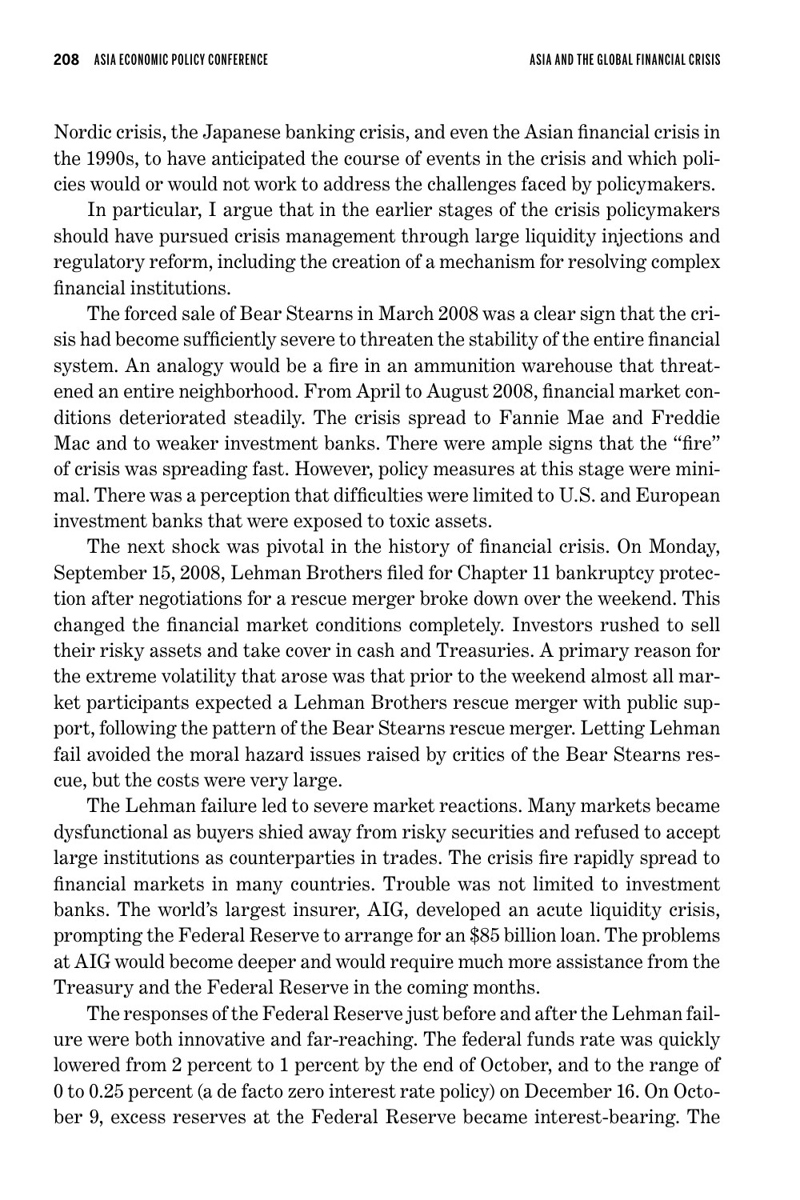Nordic crisis, the Japanese banking crisis, and even the Asian financial crisis in the 1990s, to have anticipated the course of events in the crisis and which policies would or would not work to address the challenges faced by policymakers.

In particular, I argue that in the earlier stages of the crisis policymakers should have pursued crisis management through large liquidity injections and regulatory reform, including the creation of a mechanism for resolving complex financial institutions.

The forced sale of Bear Stearns in March 2008 was a clear sign that the crisis had become sufficiently severe to threaten the stability of the entire financial system. An analogy would be a fire in an ammunition warehouse that threatened an entire neighborhood. From April to August 2008, financial market conditions deteriorated steadily. The crisis spread to Fannie Mae and Freddie Mac and to weaker investment banks. There were ample signs that the "fire" of crisis was spreading fast. However, policy measures at this stage were minimal. There was a perception that difficulties were limited to U.S. and European investment banks that were exposed to toxic assets.

The next shock was pivotal in the history of financial crisis. On Monday, September 15, 2008, Lehman Brothers filed for Chapter 11 bankruptcy protection after negotiations for a rescue merger broke down over the weekend. This changed the financial market conditions completely. Investors rushed to sell their risky assets and take cover in cash and Treasuries. A primary reason for the extreme volatility that arose was that prior to the weekend almost all market participants expected a Lehman Brothers rescue merger with public support, following the pattern of the Bear Stearns rescue merger. Letting Lehman fail avoided the moral hazard issues raised by critics of the Bear Stearns rescue, but the costs were very large.

The Lehman failure led to severe market reactions. Many markets became dysfunctional as buyers shied away from risky securities and refused to accept large institutions as counterparties in trades. The crisis fire rapidly spread to financial markets in many countries. Trouble was not limited to investment banks. The world's largest insurer, AIG, developed an acute liquidity crisis, prompting the Federal Reserve to arrange for an $85 billion loan. The problems at AIG would become deeper and would require much more assistance from the Treasury and the Federal Reserve in the coming months.

The responses of the Federal Reserve just before and after the Lehman failure were both innovative and far-reaching. The federal funds rate was quickly lowered from 2 percent to 1 percent by the end of October, and to the range of 0 to 0.25 percent (a de facto zero interest rate policy) on December 16. On October 9, excess reserves at the Federal Reserve became interest-bearing. The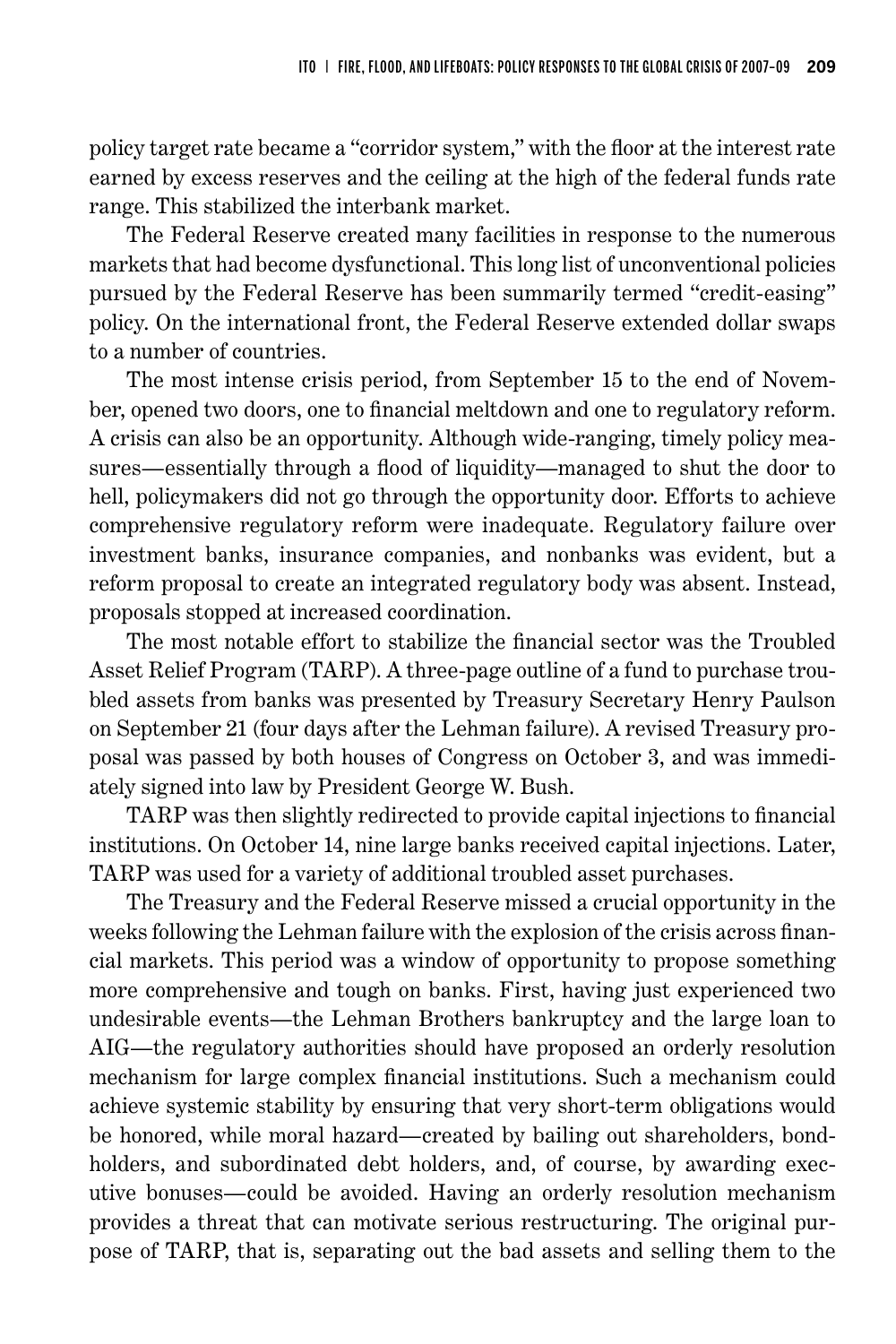policy target rate became a "corridor system," with the floor at the interest rate earned by excess reserves and the ceiling at the high of the federal funds rate range. This stabilized the interbank market.

The Federal Reserve created many facilities in response to the numerous markets that had become dysfunctional. This long list of unconventional policies pursued by the Federal Reserve has been summarily termed "credit-easing" policy. On the international front, the Federal Reserve extended dollar swaps to a number of countries.

The most intense crisis period, from September 15 to the end of November, opened two doors, one to financial meltdown and one to regulatory reform. A crisis can also be an opportunity. Although wide-ranging, timely policy measures—essentially through a flood of liquidity—managed to shut the door to hell, policymakers did not go through the opportunity door. Efforts to achieve comprehensive regulatory reform were inadequate. Regulatory failure over investment banks, insurance companies, and nonbanks was evident, but a reform proposal to create an integrated regulatory body was absent. Instead, proposals stopped at increased coordination.

The most notable effort to stabilize the financial sector was the Troubled Asset Relief Program (TARP). A three-page outline of a fund to purchase troubled assets from banks was presented by Treasury Secretary Henry Paulson on September 21 (four days after the Lehman failure). A revised Treasury proposal was passed by both houses of Congress on October 3, and was immediately signed into law by President George W. Bush.

TARP was then slightly redirected to provide capital injections to financial institutions. On October 14, nine large banks received capital injections. Later, TARP was used for a variety of additional troubled asset purchases.

The Treasury and the Federal Reserve missed a crucial opportunity in the weeks following the Lehman failure with the explosion of the crisis across financial markets. This period was a window of opportunity to propose something more comprehensive and tough on banks. First, having just experienced two undesirable events—the Lehman Brothers bankruptcy and the large loan to AIG—the regulatory authorities should have proposed an orderly resolution mechanism for large complex financial institutions. Such a mechanism could achieve systemic stability by ensuring that very short-term obligations would be honored, while moral hazard—created by bailing out shareholders, bondholders, and subordinated debt holders, and, of course, by awarding executive bonuses—could be avoided. Having an orderly resolution mechanism provides a threat that can motivate serious restructuring. The original purpose of TARP, that is, separating out the bad assets and selling them to the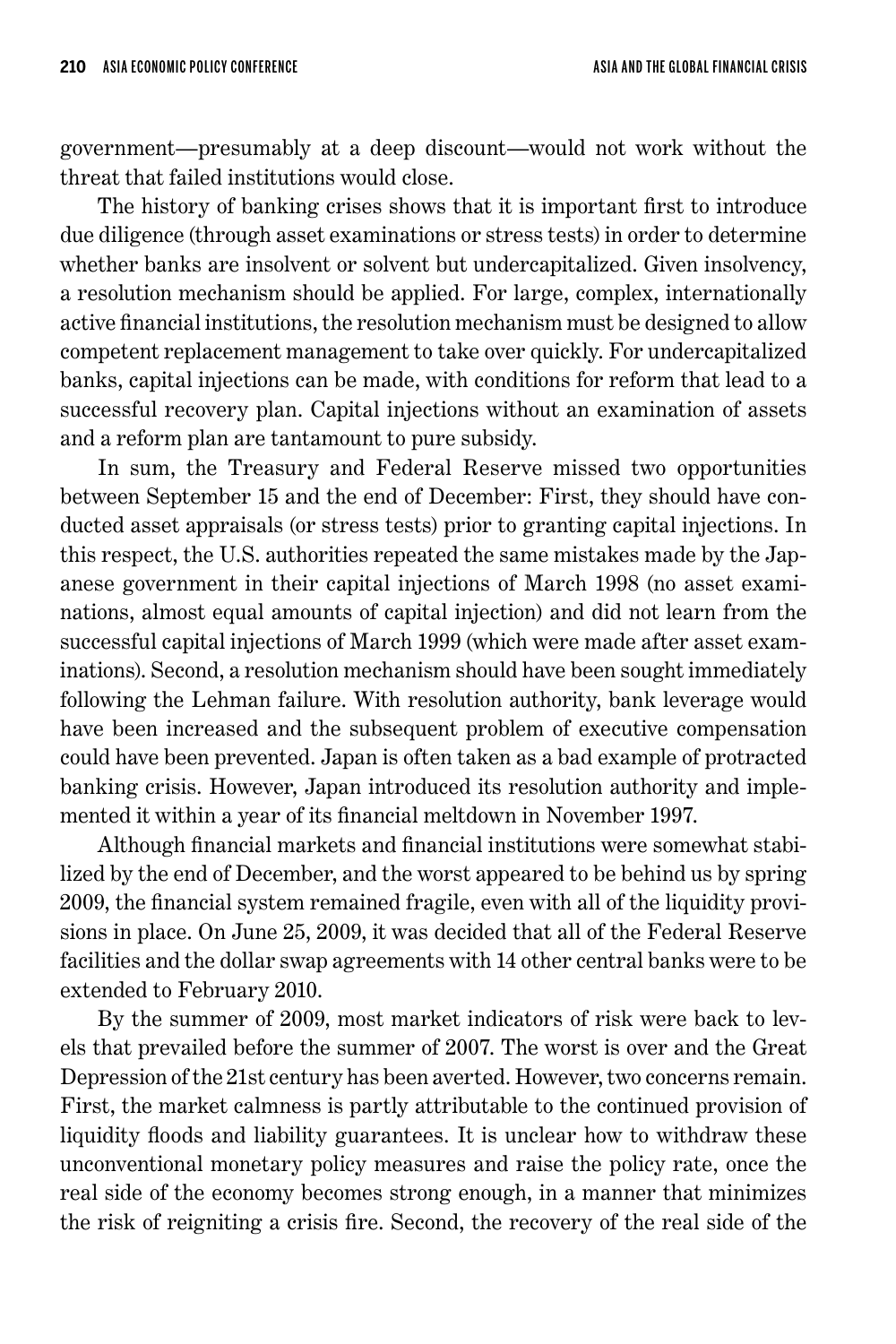government—presumably at a deep discount—would not work without the threat that failed institutions would close.

The history of banking crises shows that it is important first to introduce due diligence (through asset examinations or stress tests) in order to determine whether banks are insolvent or solvent but undercapitalized. Given insolvency, a resolution mechanism should be applied. For large, complex, internationally active financial institutions, the resolution mechanism must be designed to allow competent replacement management to take over quickly. For undercapitalized banks, capital injections can be made, with conditions for reform that lead to a successful recovery plan. Capital injections without an examination of assets and a reform plan are tantamount to pure subsidy.

In sum, the Treasury and Federal Reserve missed two opportunities between September 15 and the end of December: First, they should have conducted asset appraisals (or stress tests) prior to granting capital injections. In this respect, the U.S. authorities repeated the same mistakes made by the Japanese government in their capital injections of March 1998 (no asset examinations, almost equal amounts of capital injection) and did not learn from the successful capital injections of March 1999 (which were made after asset examinations). Second, a resolution mechanism should have been sought immediately following the Lehman failure. With resolution authority, bank leverage would have been increased and the subsequent problem of executive compensation could have been prevented. Japan is often taken as a bad example of protracted banking crisis. However, Japan introduced its resolution authority and implemented it within a year of its financial meltdown in November 1997.

Although financial markets and financial institutions were somewhat stabilized by the end of December, and the worst appeared to be behind us by spring 2009, the financial system remained fragile, even with all of the liquidity provisions in place. On June 25, 2009, it was decided that all of the Federal Reserve facilities and the dollar swap agreements with 14 other central banks were to be extended to February 2010.

By the summer of 2009, most market indicators of risk were back to levels that prevailed before the summer of 2007. The worst is over and the Great Depression of the 21st century has been averted. However, two concerns remain. First, the market calmness is partly attributable to the continued provision of liquidity floods and liability guarantees. It is unclear how to withdraw these unconventional monetary policy measures and raise the policy rate, once the real side of the economy becomes strong enough, in a manner that minimizes the risk of reigniting a crisis fire. Second, the recovery of the real side of the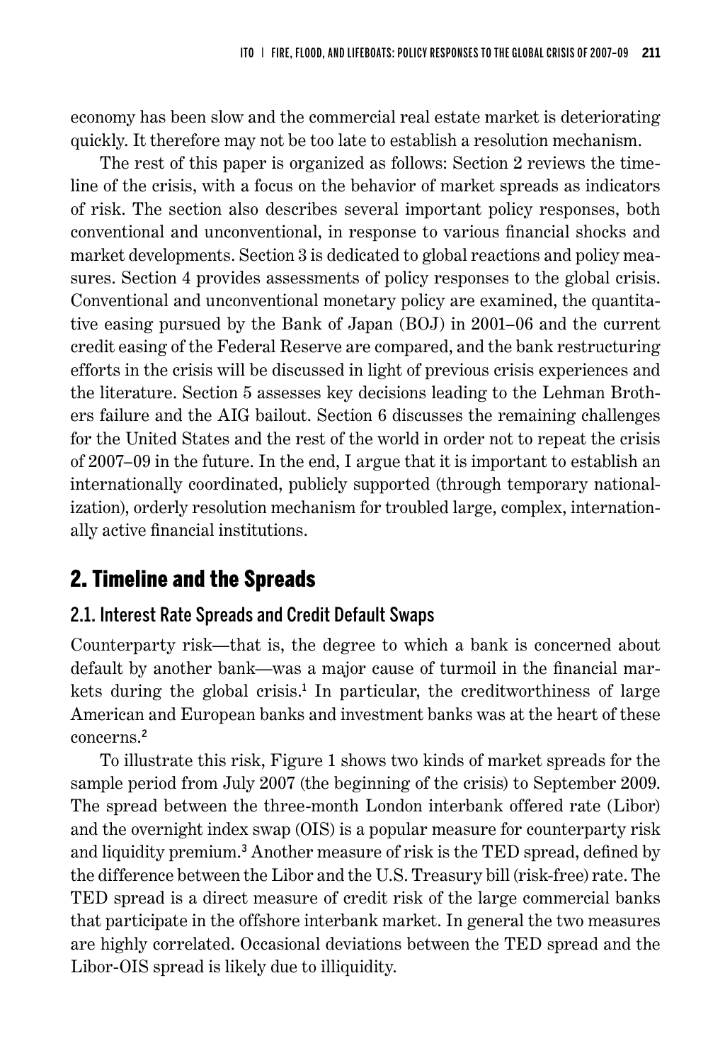economy has been slow and the commercial real estate market is deteriorating quickly. It therefore may not be too late to establish a resolution mechanism.

The rest of this paper is organized as follows: Section 2 reviews the timeline of the crisis, with a focus on the behavior of market spreads as indicators of risk. The section also describes several important policy responses, both conventional and unconventional, in response to various financial shocks and market developments. Section 3 is dedicated to global reactions and policy measures. Section 4 provides assessments of policy responses to the global crisis. Conventional and unconventional monetary policy are examined, the quantitative easing pursued by the Bank of Japan (BOJ) in 2001–06 and the current credit easing of the Federal Reserve are compared, and the bank restructuring efforts in the crisis will be discussed in light of previous crisis experiences and the literature. Section 5 assesses key decisions leading to the Lehman Brothers failure and the AIG bailout. Section 6 discusses the remaining challenges for the United States and the rest of the world in order not to repeat the crisis of 2007–09 in the future. In the end, I argue that it is important to establish an internationally coordinated, publicly supported (through temporary nationalization), orderly resolution mechanism for troubled large, complex, internationally active financial institutions.

## 2. Timeline and the Spreads

### 2.1. Interest Rate Spreads and Credit Default Swaps

Counterparty risk—that is, the degree to which a bank is concerned about default by another bank—was a major cause of turmoil in the financial markets during the global crisis.[1] In particular, the creditworthiness of large American and European banks and investment banks was at the heart of these concerns.[2]

To illustrate this risk, Figure 1 shows two kinds of market spreads for the sample period from July 2007 (the beginning of the crisis) to September 2009. The spread between the three-month London interbank offered rate (Libor) and the overnight index swap (OIS) is a popular measure for counterparty risk and liquidity premium.[3] Another measure of risk is the TED spread, defined by the difference between the Libor and the U.S. Treasury bill (risk-free) rate. The TED spread is a direct measure of credit risk of the large commercial banks that participate in the offshore interbank market. In general the two measures are highly correlated. Occasional deviations between the TED spread and the Libor-OIS spread is likely due to illiquidity.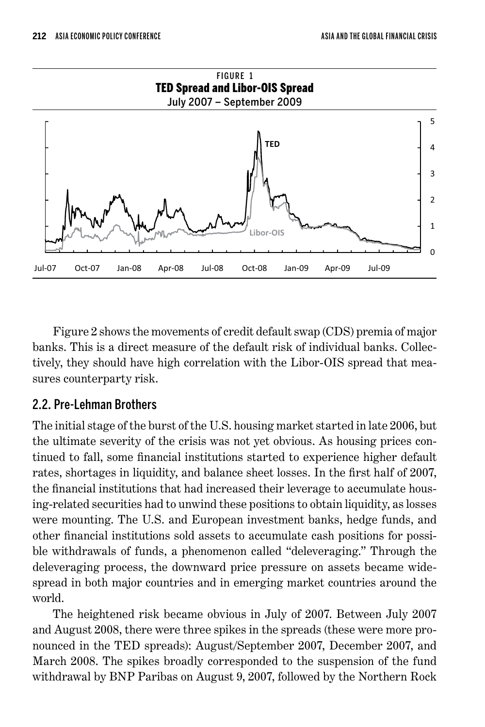FIGURE 1
**TED Spread and Libor-OIS Spread**
July 2007 – September 2009

Figure 2 shows the movements of credit default swap (CDS) premia of major banks. This is a direct measure of the default risk of individual banks. Collectively, they should have high correlation with the Libor-OIS spread that measures counterparty risk.

## 2.2. Pre-Lehman Brothers

The initial stage of the burst of the U.S. housing market started in late 2006, but the ultimate severity of the crisis was not yet obvious. As housing prices continued to fall, some financial institutions started to experience higher default rates, shortages in liquidity, and balance sheet losses. In the first half of 2007, the financial institutions that had increased their leverage to accumulate housing-related securities had to unwind these positions to obtain liquidity, as losses were mounting. The U.S. and European investment banks, hedge funds, and other financial institutions sold assets to accumulate cash positions for possible withdrawals of funds, a phenomenon called "deleveraging." Through the deleveraging process, the downward price pressure on assets became widespread in both major countries and in emerging market countries around the world.

The heightened risk became obvious in July of 2007. Between July 2007 and August 2008, there were three spikes in the spreads (these were more pronounced in the TED spreads): August/September 2007, December 2007, and March 2008. The spikes broadly corresponded to the suspension of the fund withdrawal by BNP Paribas on August 9, 2007, followed by the Northern Rock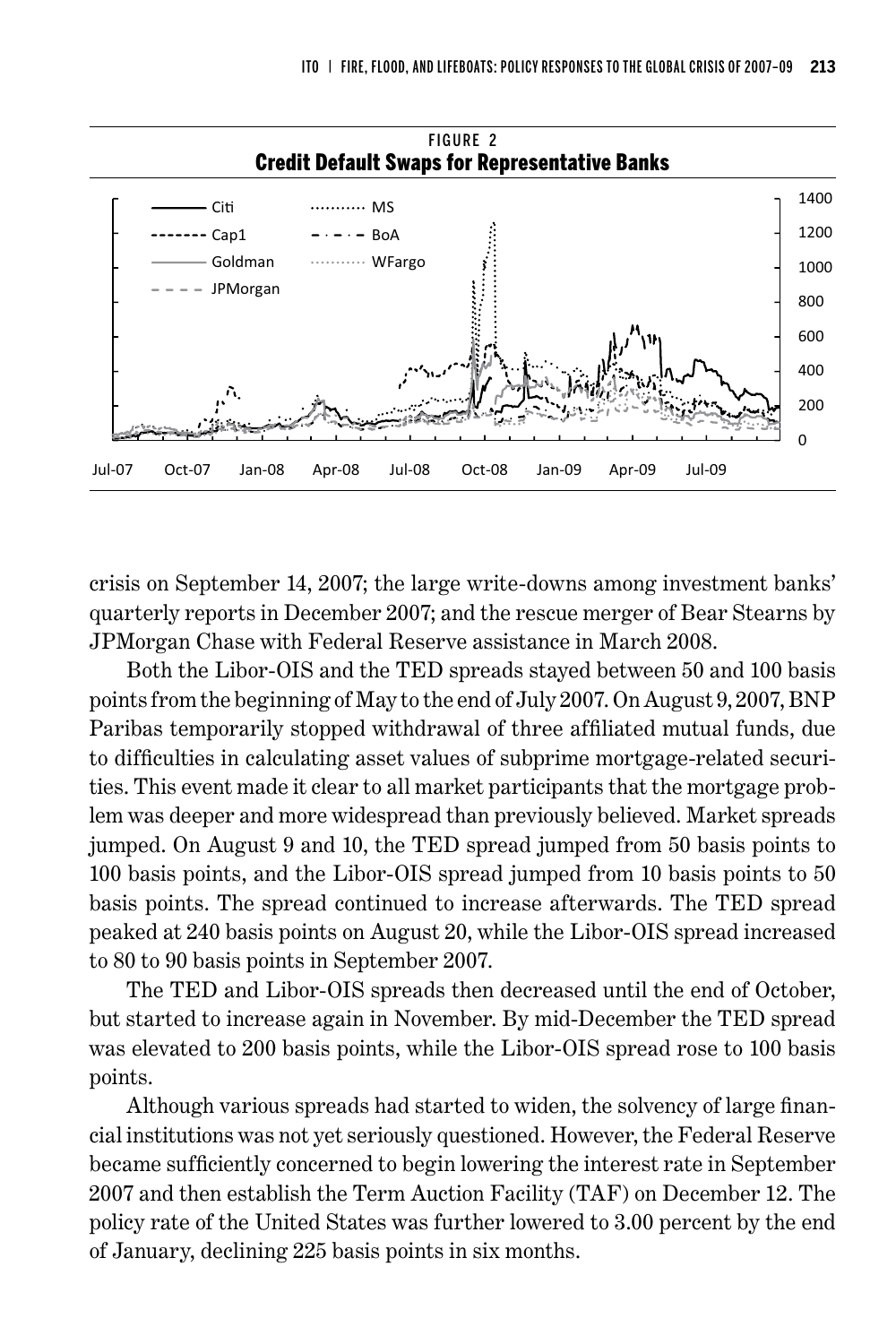FIGURE 2
**Credit Default Swaps for Representative Banks**

crisis on September 14, 2007; the large write-downs among investment banks' quarterly reports in December 2007; and the rescue merger of Bear Stearns by JPMorgan Chase with Federal Reserve assistance in March 2008.

Both the Libor-OIS and the TED spreads stayed between 50 and 100 basis points from the beginning of May to the end of July 2007. On August 9, 2007, BNP Paribas temporarily stopped withdrawal of three affiliated mutual funds, due to difficulties in calculating asset values of subprime mortgage-related securities. This event made it clear to all market participants that the mortgage problem was deeper and more widespread than previously believed. Market spreads jumped. On August 9 and 10, the TED spread jumped from 50 basis points to 100 basis points, and the Libor-OIS spread jumped from 10 basis points to 50 basis points. The spread continued to increase afterwards. The TED spread peaked at 240 basis points on August 20, while the Libor-OIS spread increased to 80 to 90 basis points in September 2007.

The TED and Libor-OIS spreads then decreased until the end of October, but started to increase again in November. By mid-December the TED spread was elevated to 200 basis points, while the Libor-OIS spread rose to 100 basis points.

Although various spreads had started to widen, the solvency of large financial institutions was not yet seriously questioned. However, the Federal Reserve became sufficiently concerned to begin lowering the interest rate in September 2007 and then establish the Term Auction Facility (TAF) on December 12. The policy rate of the United States was further lowered to 3.00 percent by the end of January, declining 225 basis points in six months.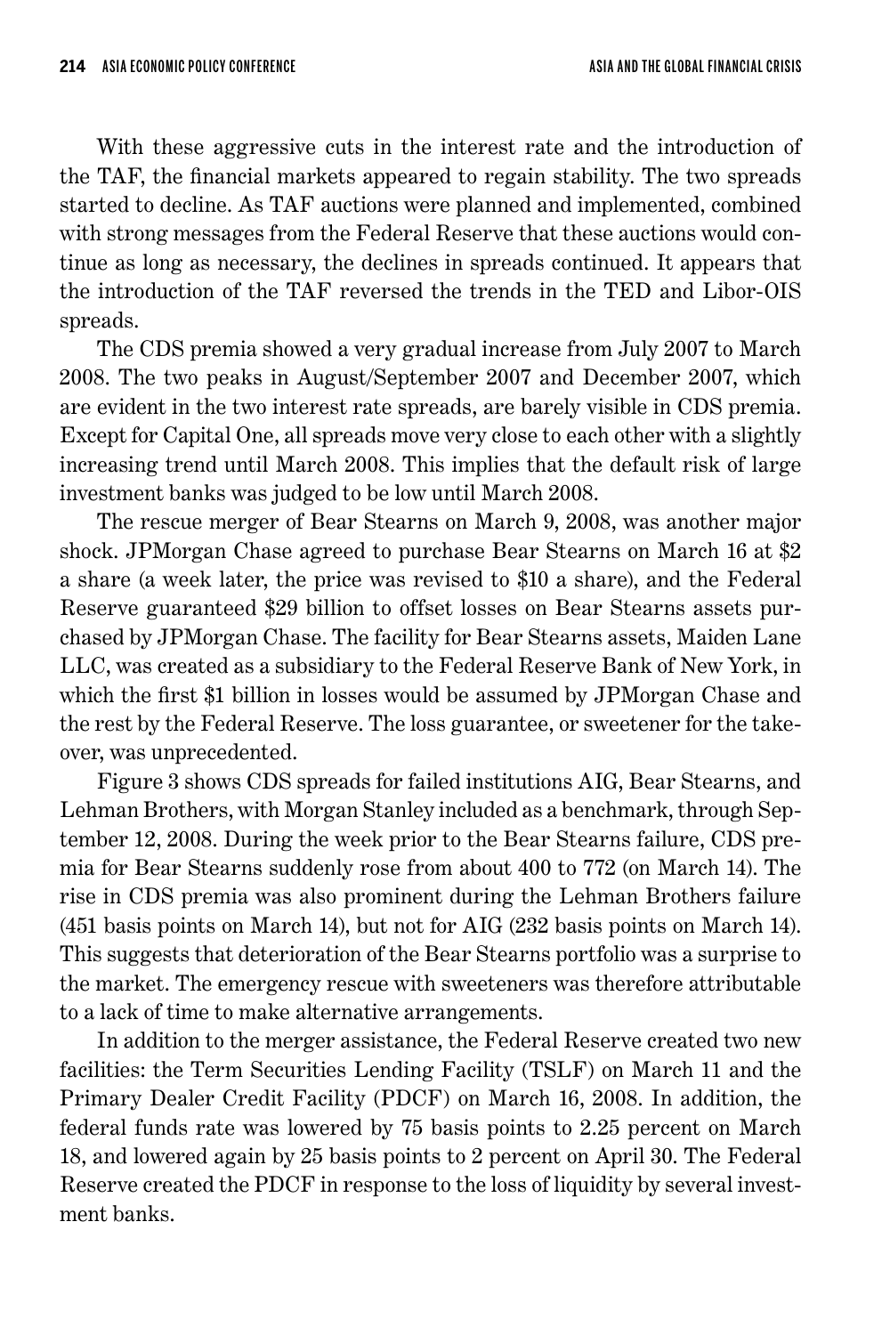With these aggressive cuts in the interest rate and the introduction of the TAF, the financial markets appeared to regain stability. The two spreads started to decline. As TAF auctions were planned and implemented, combined with strong messages from the Federal Reserve that these auctions would continue as long as necessary, the declines in spreads continued. It appears that the introduction of the TAF reversed the trends in the TED and Libor-OIS spreads.

The CDS premia showed a very gradual increase from July 2007 to March 2008. The two peaks in August/September 2007 and December 2007, which are evident in the two interest rate spreads, are barely visible in CDS premia. Except for Capital One, all spreads move very close to each other with a slightly increasing trend until March 2008. This implies that the default risk of large investment banks was judged to be low until March 2008.

The rescue merger of Bear Stearns on March 9, 2008, was another major shock. JPMorgan Chase agreed to purchase Bear Stearns on March 16 at $2 a share (a week later, the price was revised to $10 a share), and the Federal Reserve guaranteed $29 billion to offset losses on Bear Stearns assets purchased by JPMorgan Chase. The facility for Bear Stearns assets, Maiden Lane LLC, was created as a subsidiary to the Federal Reserve Bank of New York, in which the first $1 billion in losses would be assumed by JPMorgan Chase and the rest by the Federal Reserve. The loss guarantee, or sweetener for the takeover, was unprecedented.

Figure 3 shows CDS spreads for failed institutions AIG, Bear Stearns, and Lehman Brothers, with Morgan Stanley included as a benchmark, through September 12, 2008. During the week prior to the Bear Stearns failure, CDS premia for Bear Stearns suddenly rose from about 400 to 772 (on March 14). The rise in CDS premia was also prominent during the Lehman Brothers failure (451 basis points on March 14), but not for AIG (232 basis points on March 14). This suggests that deterioration of the Bear Stearns portfolio was a surprise to the market. The emergency rescue with sweeteners was therefore attributable to a lack of time to make alternative arrangements.

In addition to the merger assistance, the Federal Reserve created two new facilities: the Term Securities Lending Facility (TSLF) on March 11 and the Primary Dealer Credit Facility (PDCF) on March 16, 2008. In addition, the federal funds rate was lowered by 75 basis points to 2.25 percent on March 18, and lowered again by 25 basis points to 2 percent on April 30. The Federal Reserve created the PDCF in response to the loss of liquidity by several investment banks.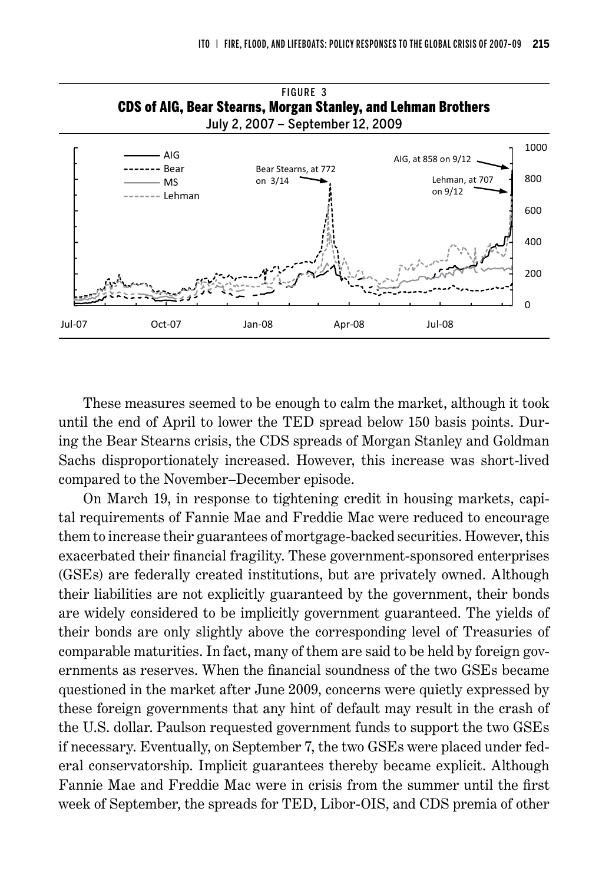FIGURE 3

**CDS of AIG, Bear Stearns, Morgan Stanley, and Lehman Brothers**

July 2, 2007 – September 12, 2009

These measures seemed to be enough to calm the market, although it took until the end of April to lower the TED spread below 150 basis points. During the Bear Stearns crisis, the CDS spreads of Morgan Stanley and Goldman Sachs disproportionately increased. However, this increase was short-lived compared to the November–December episode.

On March 19, in response to tightening credit in housing markets, capital requirements of Fannie Mae and Freddie Mac were reduced to encourage them to increase their guarantees of mortgage-backed securities. However, this exacerbated their financial fragility. These government-sponsored enterprises (GSEs) are federally created institutions, but are privately owned. Although their liabilities are not explicitly guaranteed by the government, their bonds are widely considered to be implicitly government guaranteed. The yields of their bonds are only slightly above the corresponding level of Treasuries of comparable maturities. In fact, many of them are said to be held by foreign governments as reserves. When the financial soundness of the two GSEs became questioned in the market after June 2009, concerns were quietly expressed by these foreign governments that any hint of default may result in the crash of the U.S. dollar. Paulson requested government funds to support the two GSEs if necessary. Eventually, on September 7, the two GSEs were placed under federal conservatorship. Implicit guarantees thereby became explicit. Although Fannie Mae and Freddie Mac were in crisis from the summer until the first week of September, the spreads for TED, Libor-OIS, and CDS premia of other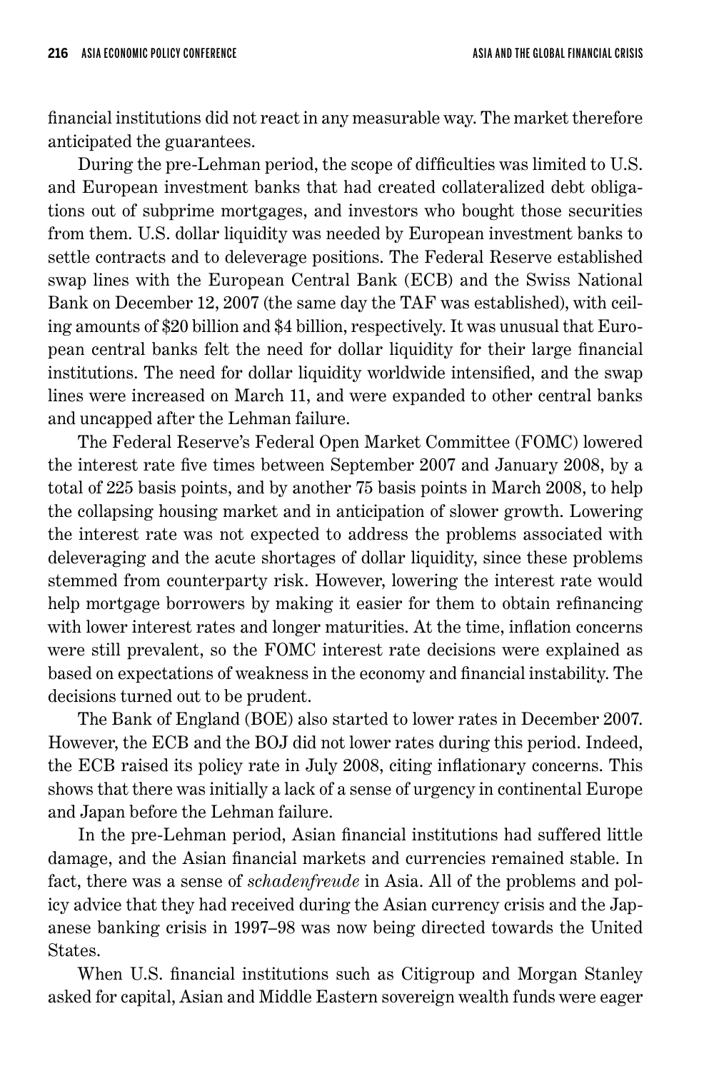financial institutions did not react in any measurable way. The market therefore anticipated the guarantees.

During the pre-Lehman period, the scope of difficulties was limited to U.S. and European investment banks that had created collateralized debt obligations out of subprime mortgages, and investors who bought those securities from them. U.S. dollar liquidity was needed by European investment banks to settle contracts and to deleverage positions. The Federal Reserve established swap lines with the European Central Bank (ECB) and the Swiss National Bank on December 12, 2007 (the same day the TAF was established), with ceiling amounts of $20 billion and $4 billion, respectively. It was unusual that European central banks felt the need for dollar liquidity for their large financial institutions. The need for dollar liquidity worldwide intensified, and the swap lines were increased on March 11, and were expanded to other central banks and uncapped after the Lehman failure.

The Federal Reserve's Federal Open Market Committee (FOMC) lowered the interest rate five times between September 2007 and January 2008, by a total of 225 basis points, and by another 75 basis points in March 2008, to help the collapsing housing market and in anticipation of slower growth. Lowering the interest rate was not expected to address the problems associated with deleveraging and the acute shortages of dollar liquidity, since these problems stemmed from counterparty risk. However, lowering the interest rate would help mortgage borrowers by making it easier for them to obtain refinancing with lower interest rates and longer maturities. At the time, inflation concerns were still prevalent, so the FOMC interest rate decisions were explained as based on expectations of weakness in the economy and financial instability. The decisions turned out to be prudent.

The Bank of England (BOE) also started to lower rates in December 2007. However, the ECB and the BOJ did not lower rates during this period. Indeed, the ECB raised its policy rate in July 2008, citing inflationary concerns. This shows that there was initially a lack of a sense of urgency in continental Europe and Japan before the Lehman failure.

In the pre-Lehman period, Asian financial institutions had suffered little damage, and the Asian financial markets and currencies remained stable. In fact, there was a sense of *schadenfreude* in Asia. All of the problems and policy advice that they had received during the Asian currency crisis and the Japanese banking crisis in 1997–98 was now being directed towards the United States.

When U.S. financial institutions such as Citigroup and Morgan Stanley asked for capital, Asian and Middle Eastern sovereign wealth funds were eager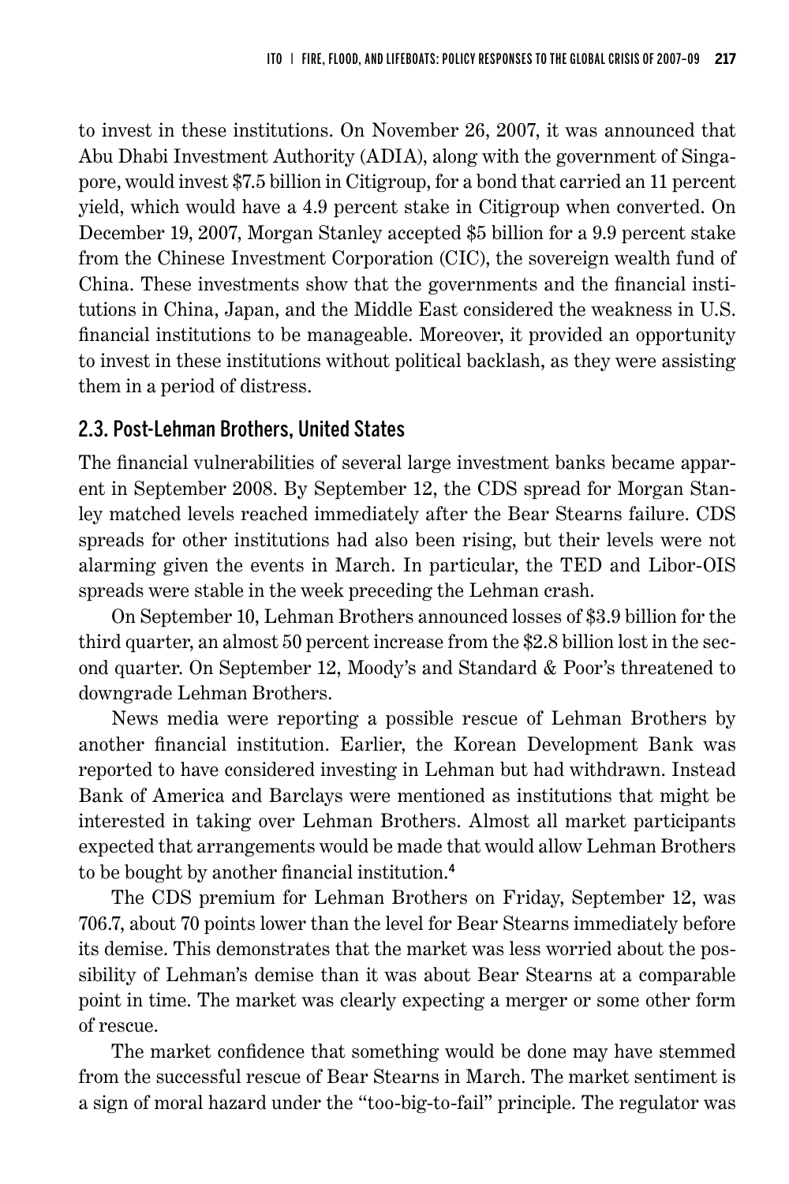to invest in these institutions. On November 26, 2007, it was announced that Abu Dhabi Investment Authority (ADIA), along with the government of Singapore, would invest $7.5 billion in Citigroup, for a bond that carried an 11 percent yield, which would have a 4.9 percent stake in Citigroup when converted. On December 19, 2007, Morgan Stanley accepted $5 billion for a 9.9 percent stake from the Chinese Investment Corporation (CIC), the sovereign wealth fund of China. These investments show that the governments and the financial institutions in China, Japan, and the Middle East considered the weakness in U.S. financial institutions to be manageable. Moreover, it provided an opportunity to invest in these institutions without political backlash, as they were assisting them in a period of distress.

## 2.3. Post-Lehman Brothers, United States

The financial vulnerabilities of several large investment banks became apparent in September 2008. By September 12, the CDS spread for Morgan Stanley matched levels reached immediately after the Bear Stearns failure. CDS spreads for other institutions had also been rising, but their levels were not alarming given the events in March. In particular, the TED and Libor-OIS spreads were stable in the week preceding the Lehman crash.

On September 10, Lehman Brothers announced losses of $3.9 billion for the third quarter, an almost 50 percent increase from the $2.8 billion lost in the second quarter. On September 12, Moody's and Standard & Poor's threatened to downgrade Lehman Brothers.

News media were reporting a possible rescue of Lehman Brothers by another financial institution. Earlier, the Korean Development Bank was reported to have considered investing in Lehman but had withdrawn. Instead Bank of America and Barclays were mentioned as institutions that might be interested in taking over Lehman Brothers. Almost all market participants expected that arrangements would be made that would allow Lehman Brothers to be bought by another financial institution.[4]

The CDS premium for Lehman Brothers on Friday, September 12, was 706.7, about 70 points lower than the level for Bear Stearns immediately before its demise. This demonstrates that the market was less worried about the possibility of Lehman's demise than it was about Bear Stearns at a comparable point in time. The market was clearly expecting a merger or some other form of rescue.

The market confidence that something would be done may have stemmed from the successful rescue of Bear Stearns in March. The market sentiment is a sign of moral hazard under the "too-big-to-fail" principle. The regulator was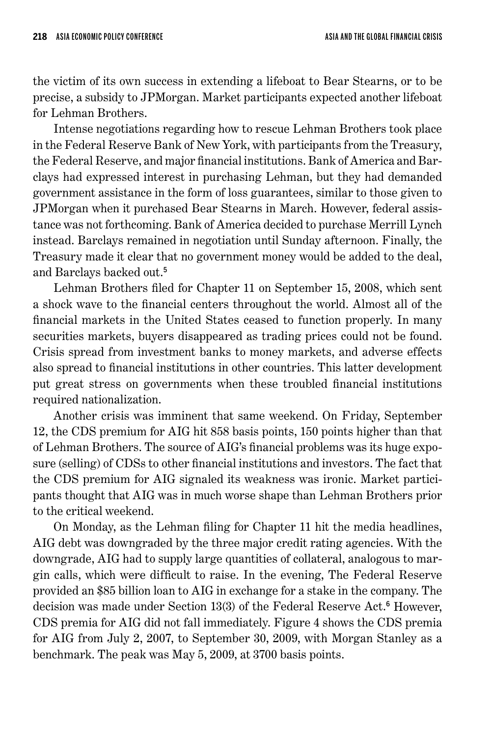the victim of its own success in extending a lifeboat to Bear Stearns, or to be precise, a subsidy to JPMorgan. Market participants expected another lifeboat for Lehman Brothers.

Intense negotiations regarding how to rescue Lehman Brothers took place in the Federal Reserve Bank of New York, with participants from the Treasury, the Federal Reserve, and major financial institutions. Bank of America and Barclays had expressed interest in purchasing Lehman, but they had demanded government assistance in the form of loss guarantees, similar to those given to JPMorgan when it purchased Bear Stearns in March. However, federal assistance was not forthcoming. Bank of America decided to purchase Merrill Lynch instead. Barclays remained in negotiation until Sunday afternoon. Finally, the Treasury made it clear that no government money would be added to the deal, and Barclays backed out.[5]

Lehman Brothers filed for Chapter 11 on September 15, 2008, which sent a shock wave to the financial centers throughout the world. Almost all of the financial markets in the United States ceased to function properly. In many securities markets, buyers disappeared as trading prices could not be found. Crisis spread from investment banks to money markets, and adverse effects also spread to financial institutions in other countries. This latter development put great stress on governments when these troubled financial institutions required nationalization.

Another crisis was imminent that same weekend. On Friday, September 12, the CDS premium for AIG hit 858 basis points, 150 points higher than that of Lehman Brothers. The source of AIG's financial problems was its huge exposure (selling) of CDSs to other financial institutions and investors. The fact that the CDS premium for AIG signaled its weakness was ironic. Market participants thought that AIG was in much worse shape than Lehman Brothers prior to the critical weekend.

On Monday, as the Lehman filing for Chapter 11 hit the media headlines, AIG debt was downgraded by the three major credit rating agencies. With the downgrade, AIG had to supply large quantities of collateral, analogous to margin calls, which were difficult to raise. In the evening, The Federal Reserve provided an $85 billion loan to AIG in exchange for a stake in the company. The decision was made under Section 13(3) of the Federal Reserve Act.[6] However, CDS premia for AIG did not fall immediately. Figure 4 shows the CDS premia for AIG from July 2, 2007, to September 30, 2009, with Morgan Stanley as a benchmark. The peak was May 5, 2009, at 3700 basis points.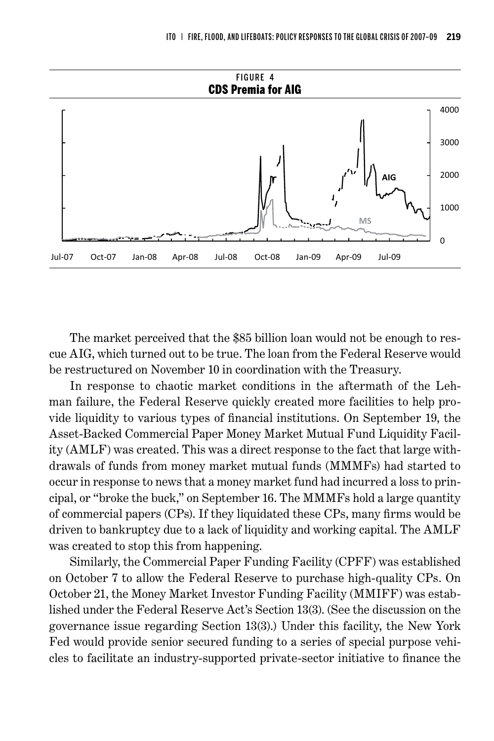FIGURE 4
**CDS Premia for AIG**

The market perceived that the $85 billion loan would not be enough to rescue AIG, which turned out to be true. The loan from the Federal Reserve would be restructured on November 10 in coordination with the Treasury.

In response to chaotic market conditions in the aftermath of the Lehman failure, the Federal Reserve quickly created more facilities to help provide liquidity to various types of financial institutions. On September 19, the Asset-Backed Commercial Paper Money Market Mutual Fund Liquidity Facility (AMLF) was created. This was a direct response to the fact that large withdrawals of funds from money market mutual funds (MMMFs) had started to occur in response to news that a money market fund had incurred a loss to principal, or "broke the buck," on September 16. The MMMFs hold a large quantity of commercial papers (CPs). If they liquidated these CPs, many firms would be driven to bankruptcy due to a lack of liquidity and working capital. The AMLF was created to stop this from happening.

Similarly, the Commercial Paper Funding Facility (CPFF) was established on October 7 to allow the Federal Reserve to purchase high-quality CPs. On October 21, the Money Market Investor Funding Facility (MMIFF) was established under the Federal Reserve Act's Section 13(3). (See the discussion on the governance issue regarding Section 13(3).) Under this facility, the New York Fed would provide senior secured funding to a series of special purpose vehicles to facilitate an industry-supported private-sector initiative to finance the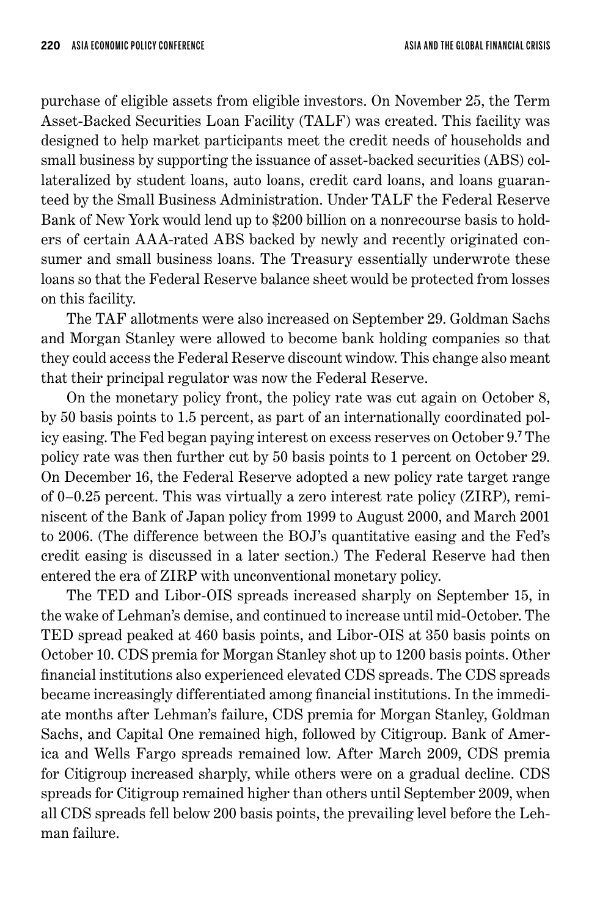purchase of eligible assets from eligible investors. On November 25, the Term Asset-Backed Securities Loan Facility (TALF) was created. This facility was designed to help market participants meet the credit needs of households and small business by supporting the issuance of asset-backed securities (ABS) collateralized by student loans, auto loans, credit card loans, and loans guaranteed by the Small Business Administration. Under TALF the Federal Reserve Bank of New York would lend up to $200 billion on a nonrecourse basis to holders of certain AAA-rated ABS backed by newly and recently originated consumer and small business loans. The Treasury essentially underwrote these loans so that the Federal Reserve balance sheet would be protected from losses on this facility.

The TAF allotments were also increased on September 29. Goldman Sachs and Morgan Stanley were allowed to become bank holding companies so that they could access the Federal Reserve discount window. This change also meant that their principal regulator was now the Federal Reserve.

On the monetary policy front, the policy rate was cut again on October 8, by 50 basis points to 1.5 percent, as part of an internationally coordinated policy easing. The Fed began paying interest on excess reserves on October 9.[7] The policy rate was then further cut by 50 basis points to 1 percent on October 29. On December 16, the Federal Reserve adopted a new policy rate target range of 0–0.25 percent. This was virtually a zero interest rate policy (ZIRP), reminiscent of the Bank of Japan policy from 1999 to August 2000, and March 2001 to 2006. (The difference between the BOJ's quantitative easing and the Fed's credit easing is discussed in a later section.) The Federal Reserve had then entered the era of ZIRP with unconventional monetary policy.

The TED and Libor-OIS spreads increased sharply on September 15, in the wake of Lehman's demise, and continued to increase until mid-October. The TED spread peaked at 460 basis points, and Libor-OIS at 350 basis points on October 10. CDS premia for Morgan Stanley shot up to 1200 basis points. Other financial institutions also experienced elevated CDS spreads. The CDS spreads became increasingly differentiated among financial institutions. In the immediate months after Lehman's failure, CDS premia for Morgan Stanley, Goldman Sachs, and Capital One remained high, followed by Citigroup. Bank of America and Wells Fargo spreads remained low. After March 2009, CDS premia for Citigroup increased sharply, while others were on a gradual decline. CDS spreads for Citigroup remained higher than others until September 2009, when all CDS spreads fell below 200 basis points, the prevailing level before the Lehman failure.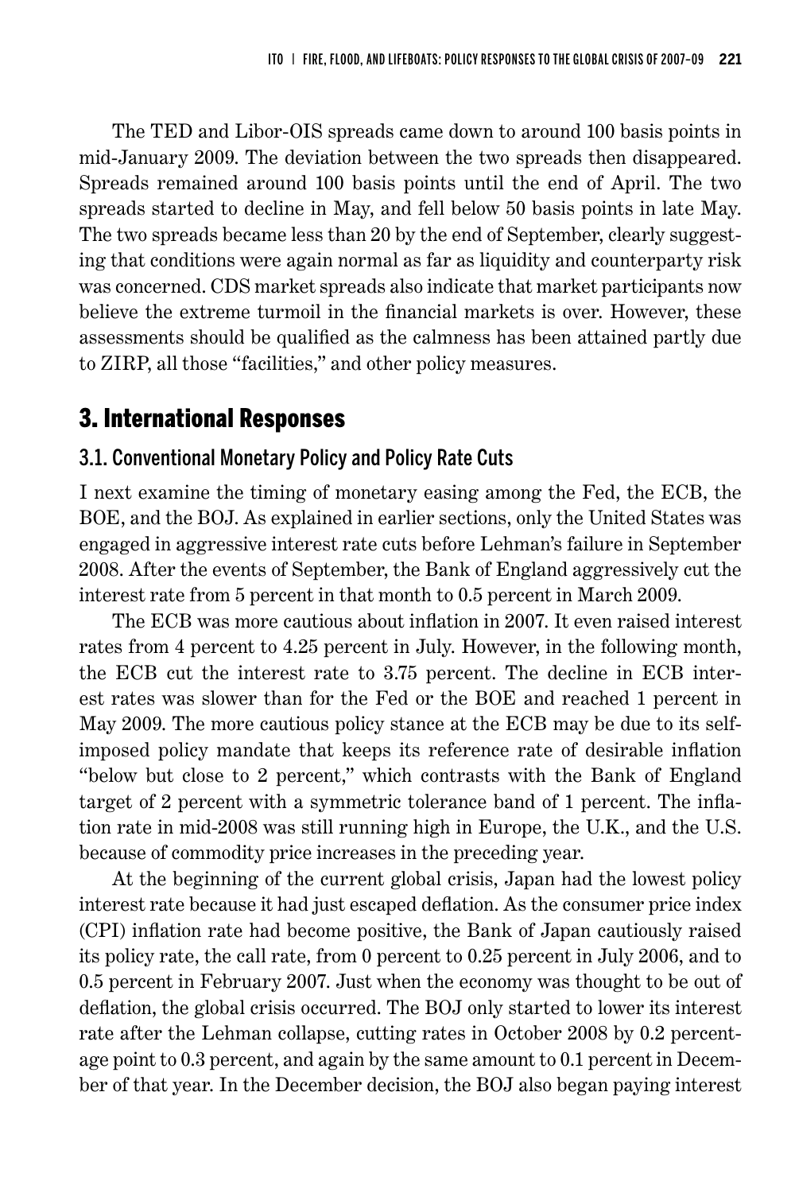The TED and Libor-OIS spreads came down to around 100 basis points in mid-January 2009. The deviation between the two spreads then disappeared. Spreads remained around 100 basis points until the end of April. The two spreads started to decline in May, and fell below 50 basis points in late May. The two spreads became less than 20 by the end of September, clearly suggesting that conditions were again normal as far as liquidity and counterparty risk was concerned. CDS market spreads also indicate that market participants now believe the extreme turmoil in the financial markets is over. However, these assessments should be qualified as the calmness has been attained partly due to ZIRP, all those "facilities," and other policy measures.

## 3. International Responses

### 3.1. Conventional Monetary Policy and Policy Rate Cuts

I next examine the timing of monetary easing among the Fed, the ECB, the BOE, and the BOJ. As explained in earlier sections, only the United States was engaged in aggressive interest rate cuts before Lehman's failure in September 2008. After the events of September, the Bank of England aggressively cut the interest rate from 5 percent in that month to 0.5 percent in March 2009.

The ECB was more cautious about inflation in 2007. It even raised interest rates from 4 percent to 4.25 percent in July. However, in the following month, the ECB cut the interest rate to 3.75 percent. The decline in ECB interest rates was slower than for the Fed or the BOE and reached 1 percent in May 2009. The more cautious policy stance at the ECB may be due to its self-imposed policy mandate that keeps its reference rate of desirable inflation "below but close to 2 percent," which contrasts with the Bank of England target of 2 percent with a symmetric tolerance band of 1 percent. The inflation rate in mid-2008 was still running high in Europe, the U.K., and the U.S. because of commodity price increases in the preceding year.

At the beginning of the current global crisis, Japan had the lowest policy interest rate because it had just escaped deflation. As the consumer price index (CPI) inflation rate had become positive, the Bank of Japan cautiously raised its policy rate, the call rate, from 0 percent to 0.25 percent in July 2006, and to 0.5 percent in February 2007. Just when the economy was thought to be out of deflation, the global crisis occurred. The BOJ only started to lower its interest rate after the Lehman collapse, cutting rates in October 2008 by 0.2 percentage point to 0.3 percent, and again by the same amount to 0.1 percent in December of that year. In the December decision, the BOJ also began paying interest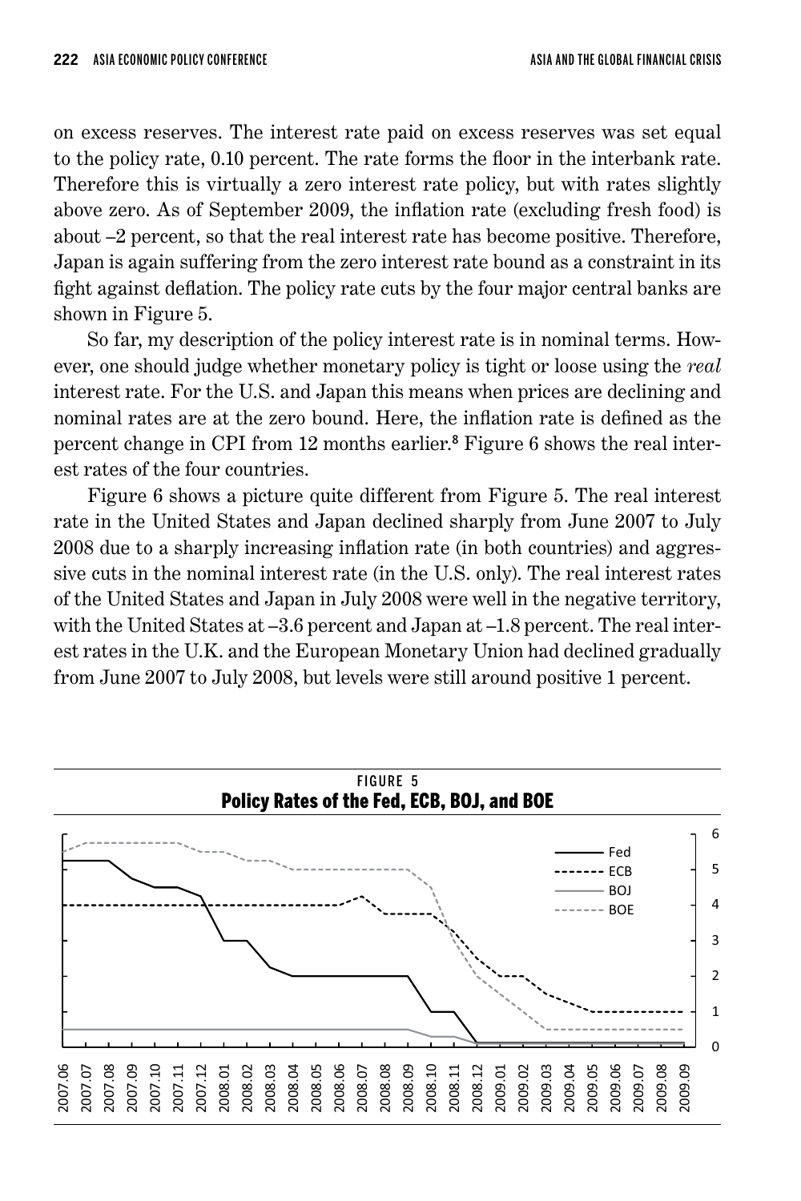on excess reserves. The interest rate paid on excess reserves was set equal to the policy rate, 0.10 percent. The rate forms the floor in the interbank rate. Therefore this is virtually a zero interest rate policy, but with rates slightly above zero. As of September 2009, the inflation rate (excluding fresh food) is about –2 percent, so that the real interest rate has become positive. Therefore, Japan is again suffering from the zero interest rate bound as a constraint in its fight against deflation. The policy rate cuts by the four major central banks are shown in Figure 5.

So far, my description of the policy interest rate is in nominal terms. However, one should judge whether monetary policy is tight or loose using the *real* interest rate. For the U.S. and Japan this means when prices are declining and nominal rates are at the zero bound. Here, the inflation rate is defined as the percent change in CPI from 12 months earlier.[8] Figure 6 shows the real interest rates of the four countries.

Figure 6 shows a picture quite different from Figure 5. The real interest rate in the United States and Japan declined sharply from June 2007 to July 2008 due to a sharply increasing inflation rate (in both countries) and aggressive cuts in the nominal interest rate (in the U.S. only). The real interest rates of the United States and Japan in July 2008 were well in the negative territory, with the United States at –3.6 percent and Japan at –1.8 percent. The real interest rates in the U.K. and the European Monetary Union had declined gradually from June 2007 to July 2008, but levels were still around positive 1 percent.

FIGURE 5
**Policy Rates of the Fed, ECB, BOJ, and BOE**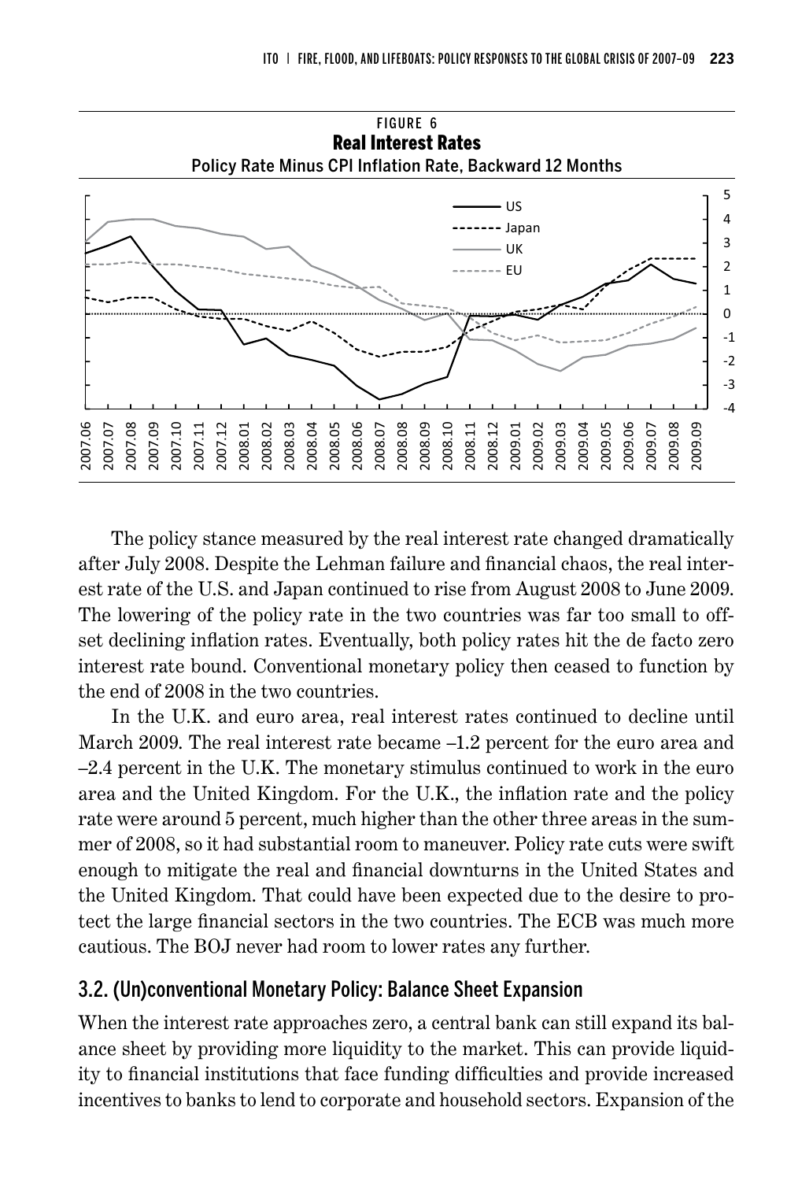FIGURE 6

**Real Interest Rates**

Policy Rate Minus CPI Inflation Rate, Backward 12 Months

The policy stance measured by the real interest rate changed dramatically after July 2008. Despite the Lehman failure and financial chaos, the real interest rate of the U.S. and Japan continued to rise from August 2008 to June 2009. The lowering of the policy rate in the two countries was far too small to offset declining inflation rates. Eventually, both policy rates hit the de facto zero interest rate bound. Conventional monetary policy then ceased to function by the end of 2008 in the two countries.

In the U.K. and euro area, real interest rates continued to decline until March 2009. The real interest rate became –1.2 percent for the euro area and –2.4 percent in the U.K. The monetary stimulus continued to work in the euro area and the United Kingdom. For the U.K., the inflation rate and the policy rate were around 5 percent, much higher than the other three areas in the summer of 2008, so it had substantial room to maneuver. Policy rate cuts were swift enough to mitigate the real and financial downturns in the United States and the United Kingdom. That could have been expected due to the desire to protect the large financial sectors in the two countries. The ECB was much more cautious. The BOJ never had room to lower rates any further.

## 3.2. (Un)conventional Monetary Policy: Balance Sheet Expansion

When the interest rate approaches zero, a central bank can still expand its balance sheet by providing more liquidity to the market. This can provide liquidity to financial institutions that face funding difficulties and provide increased incentives to banks to lend to corporate and household sectors. Expansion of the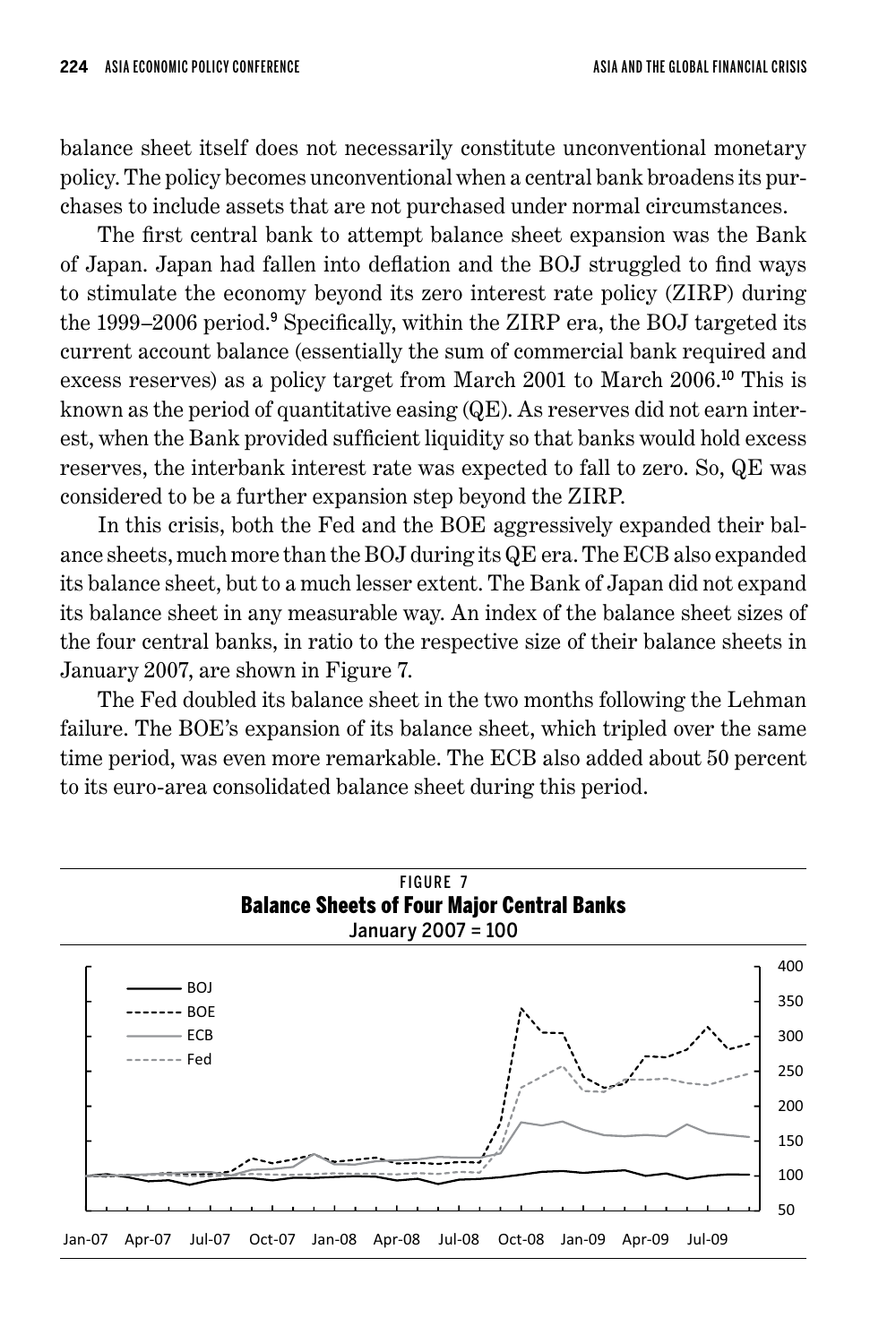balance sheet itself does not necessarily constitute unconventional monetary policy. The policy becomes unconventional when a central bank broadens its purchases to include assets that are not purchased under normal circumstances.

The first central bank to attempt balance sheet expansion was the Bank of Japan. Japan had fallen into deflation and the BOJ struggled to find ways to stimulate the economy beyond its zero interest rate policy (ZIRP) during the 1999–2006 period.[9] Specifically, within the ZIRP era, the BOJ targeted its current account balance (essentially the sum of commercial bank required and excess reserves) as a policy target from March 2001 to March 2006.[10] This is known as the period of quantitative easing (QE). As reserves did not earn interest, when the Bank provided sufficient liquidity so that banks would hold excess reserves, the interbank interest rate was expected to fall to zero. So, QE was considered to be a further expansion step beyond the ZIRP.

In this crisis, both the Fed and the BOE aggressively expanded their balance sheets, much more than the BOJ during its QE era. The ECB also expanded its balance sheet, but to a much lesser extent. The Bank of Japan did not expand its balance sheet in any measurable way. An index of the balance sheet sizes of the four central banks, in ratio to the respective size of their balance sheets in January 2007, are shown in Figure 7.

The Fed doubled its balance sheet in the two months following the Lehman failure. The BOE's expansion of its balance sheet, which tripled over the same time period, was even more remarkable. The ECB also added about 50 percent to its euro-area consolidated balance sheet during this period.

FIGURE 7
**Balance Sheets of Four Major Central Banks**
January 2007 = 100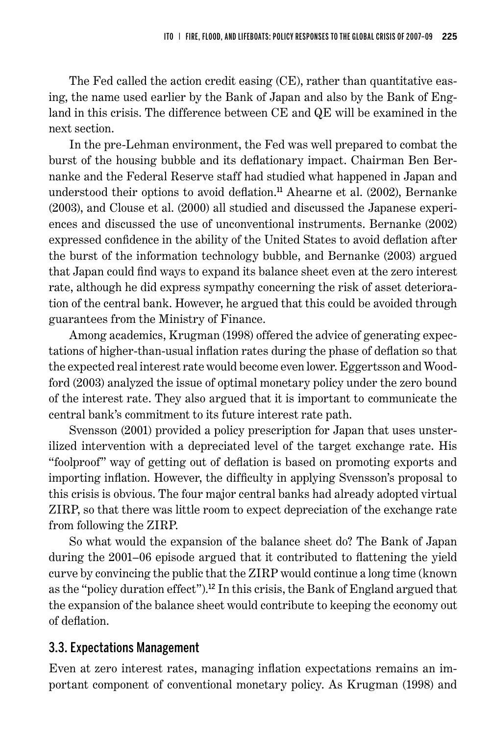The Fed called the action credit easing (CE), rather than quantitative easing, the name used earlier by the Bank of Japan and also by the Bank of England in this crisis. The difference between CE and QE will be examined in the next section.

In the pre-Lehman environment, the Fed was well prepared to combat the burst of the housing bubble and its deflationary impact. Chairman Ben Bernanke and the Federal Reserve staff had studied what happened in Japan and understood their options to avoid deflation.[11] Ahearne et al. (2002), Bernanke (2003), and Clouse et al. (2000) all studied and discussed the Japanese experiences and discussed the use of unconventional instruments. Bernanke (2002) expressed confidence in the ability of the United States to avoid deflation after the burst of the information technology bubble, and Bernanke (2003) argued that Japan could find ways to expand its balance sheet even at the zero interest rate, although he did express sympathy concerning the risk of asset deterioration of the central bank. However, he argued that this could be avoided through guarantees from the Ministry of Finance.

Among academics, Krugman (1998) offered the advice of generating expectations of higher-than-usual inflation rates during the phase of deflation so that the expected real interest rate would become even lower. Eggertsson and Woodford (2003) analyzed the issue of optimal monetary policy under the zero bound of the interest rate. They also argued that it is important to communicate the central bank's commitment to its future interest rate path.

Svensson (2001) provided a policy prescription for Japan that uses unsterilized intervention with a depreciated level of the target exchange rate. His "foolproof" way of getting out of deflation is based on promoting exports and importing inflation. However, the difficulty in applying Svensson's proposal to this crisis is obvious. The four major central banks had already adopted virtual ZIRP, so that there was little room to expect depreciation of the exchange rate from following the ZIRP.

So what would the expansion of the balance sheet do? The Bank of Japan during the 2001–06 episode argued that it contributed to flattening the yield curve by convincing the public that the ZIRP would continue a long time (known as the "policy duration effect").[12] In this crisis, the Bank of England argued that the expansion of the balance sheet would contribute to keeping the economy out of deflation.

## 3.3. Expectations Management

Even at zero interest rates, managing inflation expectations remains an important component of conventional monetary policy. As Krugman (1998) and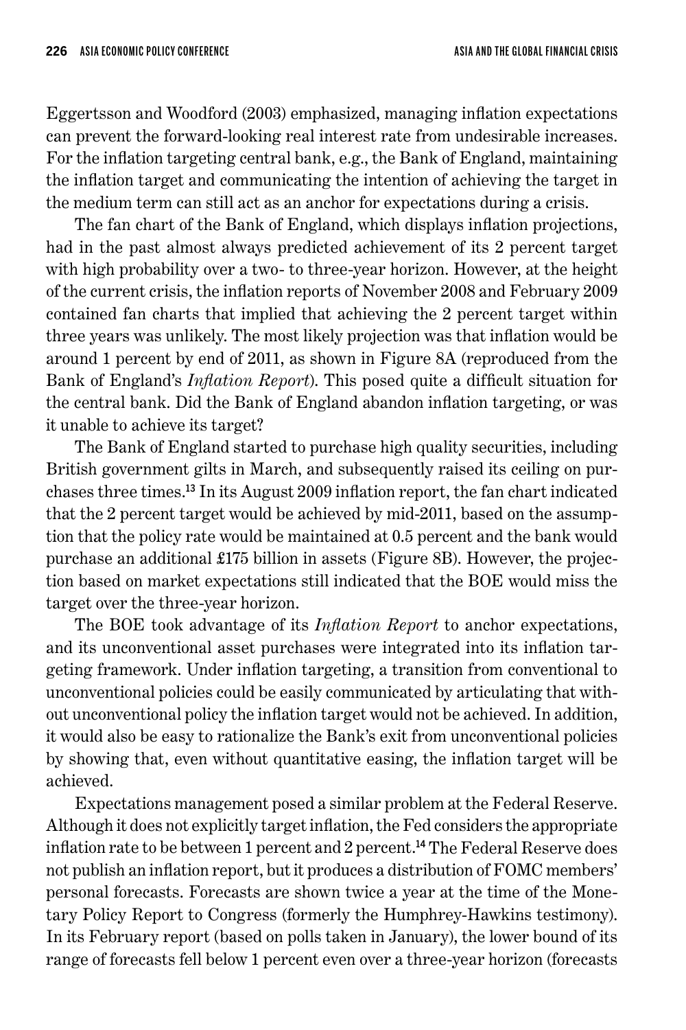Eggertsson and Woodford (2003) emphasized, managing inflation expectations can prevent the forward-looking real interest rate from undesirable increases. For the inflation targeting central bank, e.g., the Bank of England, maintaining the inflation target and communicating the intention of achieving the target in the medium term can still act as an anchor for expectations during a crisis.

The fan chart of the Bank of England, which displays inflation projections, had in the past almost always predicted achievement of its 2 percent target with high probability over a two- to three-year horizon. However, at the height of the current crisis, the inflation reports of November 2008 and February 2009 contained fan charts that implied that achieving the 2 percent target within three years was unlikely. The most likely projection was that inflation would be around 1 percent by end of 2011, as shown in Figure 8A (reproduced from the Bank of England's *Inflation Report*). This posed quite a difficult situation for the central bank. Did the Bank of England abandon inflation targeting, or was it unable to achieve its target?

The Bank of England started to purchase high quality securities, including British government gilts in March, and subsequently raised its ceiling on purchases three times.[13] In its August 2009 inflation report, the fan chart indicated that the 2 percent target would be achieved by mid-2011, based on the assumption that the policy rate would be maintained at 0.5 percent and the bank would purchase an additional £175 billion in assets (Figure 8B). However, the projection based on market expectations still indicated that the BOE would miss the target over the three-year horizon.

The BOE took advantage of its *Inflation Report* to anchor expectations, and its unconventional asset purchases were integrated into its inflation targeting framework. Under inflation targeting, a transition from conventional to unconventional policies could be easily communicated by articulating that without unconventional policy the inflation target would not be achieved. In addition, it would also be easy to rationalize the Bank's exit from unconventional policies by showing that, even without quantitative easing, the inflation target will be achieved.

Expectations management posed a similar problem at the Federal Reserve. Although it does not explicitly target inflation, the Fed considers the appropriate inflation rate to be between 1 percent and 2 percent.[14] The Federal Reserve does not publish an inflation report, but it produces a distribution of FOMC members' personal forecasts. Forecasts are shown twice a year at the time of the Monetary Policy Report to Congress (formerly the Humphrey-Hawkins testimony). In its February report (based on polls taken in January), the lower bound of its range of forecasts fell below 1 percent even over a three-year horizon (forecasts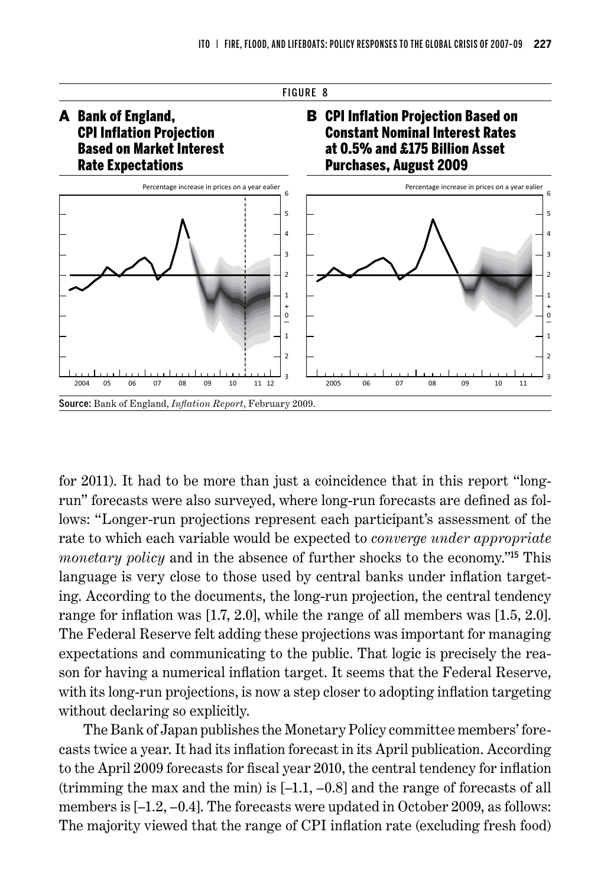FIGURE 8

**A Bank of England, CPI Inflation Projection Based on Market Interest Rate Expectations**

**B CPI Inflation Projection Based on Constant Nominal Interest Rates at 0.5% and £175 Billion Asset Purchases, August 2009**

**Source:** Bank of England, *Inflation Report*, February 2009.

for 2011). It had to be more than just a coincidence that in this report "long-run" forecasts were also surveyed, where long-run forecasts are defined as follows: "Longer-run projections represent each participant's assessment of the rate to which each variable would be expected to *converge under appropriate monetary policy* and in the absence of further shocks to the economy."[15] This language is very close to those used by central banks under inflation targeting. According to the documents, the long-run projection, the central tendency range for inflation was [1.7, 2.0], while the range of all members was [1.5, 2.0]. The Federal Reserve felt adding these projections was important for managing expectations and communicating to the public. That logic is precisely the reason for having a numerical inflation target. It seems that the Federal Reserve, with its long-run projections, is now a step closer to adopting inflation targeting without declaring so explicitly.

The Bank of Japan publishes the Monetary Policy committee members' forecasts twice a year. It had its inflation forecast in its April publication. According to the April 2009 forecasts for fiscal year 2010, the central tendency for inflation (trimming the max and the min) is [–1.1, –0.8] and the range of forecasts of all members is [–1.2, –0.4]. The forecasts were updated in October 2009, as follows: The majority viewed that the range of CPI inflation rate (excluding fresh food)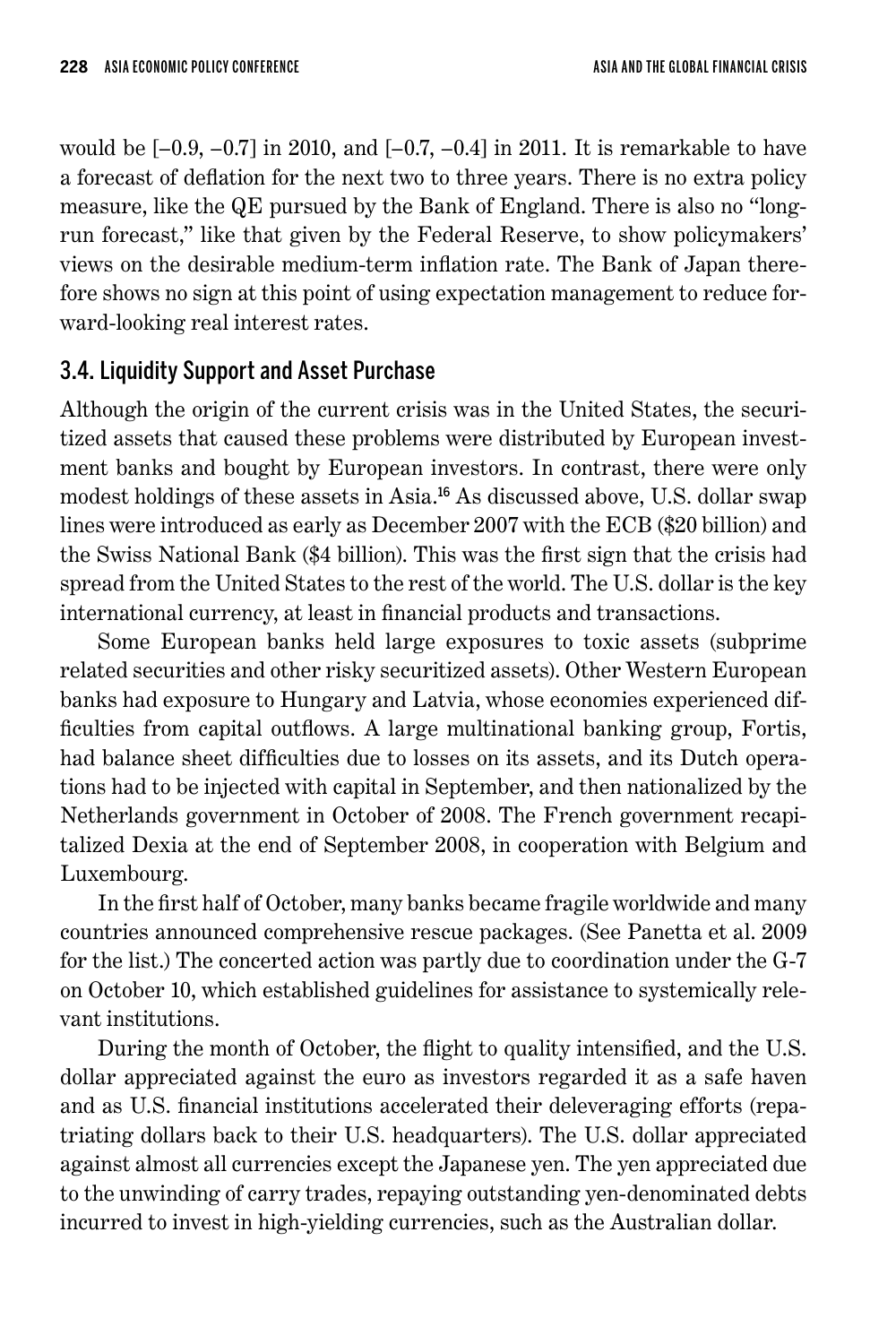would be [–0.9, –0.7] in 2010, and [–0.7, –0.4] in 2011. It is remarkable to have a forecast of deflation for the next two to three years. There is no extra policy measure, like the QE pursued by the Bank of England. There is also no "long-run forecast," like that given by the Federal Reserve, to show policymakers' views on the desirable medium-term inflation rate. The Bank of Japan therefore shows no sign at this point of using expectation management to reduce forward-looking real interest rates.

### 3.4. Liquidity Support and Asset Purchase

Although the origin of the current crisis was in the United States, the securitized assets that caused these problems were distributed by European investment banks and bought by European investors. In contrast, there were only modest holdings of these assets in Asia.[16] As discussed above, U.S. dollar swap lines were introduced as early as December 2007 with the ECB ($20 billion) and the Swiss National Bank ($4 billion). This was the first sign that the crisis had spread from the United States to the rest of the world. The U.S. dollar is the key international currency, at least in financial products and transactions.

Some European banks held large exposures to toxic assets (subprime related securities and other risky securitized assets). Other Western European banks had exposure to Hungary and Latvia, whose economies experienced difficulties from capital outflows. A large multinational banking group, Fortis, had balance sheet difficulties due to losses on its assets, and its Dutch operations had to be injected with capital in September, and then nationalized by the Netherlands government in October of 2008. The French government recapitalized Dexia at the end of September 2008, in cooperation with Belgium and Luxembourg.

In the first half of October, many banks became fragile worldwide and many countries announced comprehensive rescue packages. (See Panetta et al. 2009 for the list.) The concerted action was partly due to coordination under the G-7 on October 10, which established guidelines for assistance to systemically relevant institutions.

During the month of October, the flight to quality intensified, and the U.S. dollar appreciated against the euro as investors regarded it as a safe haven and as U.S. financial institutions accelerated their deleveraging efforts (repatriating dollars back to their U.S. headquarters). The U.S. dollar appreciated against almost all currencies except the Japanese yen. The yen appreciated due to the unwinding of carry trades, repaying outstanding yen-denominated debts incurred to invest in high-yielding currencies, such as the Australian dollar.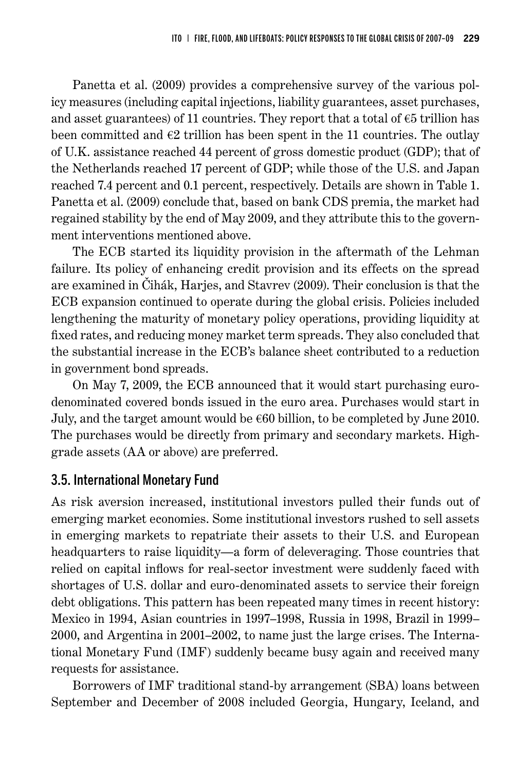Panetta et al. (2009) provides a comprehensive survey of the various policy measures (including capital injections, liability guarantees, asset purchases, and asset guarantees) of 11 countries. They report that a total of €5 trillion has been committed and €2 trillion has been spent in the 11 countries. The outlay of U.K. assistance reached 44 percent of gross domestic product (GDP); that of the Netherlands reached 17 percent of GDP; while those of the U.S. and Japan reached 7.4 percent and 0.1 percent, respectively. Details are shown in Table 1. Panetta et al. (2009) conclude that, based on bank CDS premia, the market had regained stability by the end of May 2009, and they attribute this to the government interventions mentioned above.

The ECB started its liquidity provision in the aftermath of the Lehman failure. Its policy of enhancing credit provision and its effects on the spread are examined in Čihák, Harjes, and Stavrev (2009). Their conclusion is that the ECB expansion continued to operate during the global crisis. Policies included lengthening the maturity of monetary policy operations, providing liquidity at fixed rates, and reducing money market term spreads. They also concluded that the substantial increase in the ECB's balance sheet contributed to a reduction in government bond spreads.

On May 7, 2009, the ECB announced that it would start purchasing euro-denominated covered bonds issued in the euro area. Purchases would start in July, and the target amount would be €60 billion, to be completed by June 2010. The purchases would be directly from primary and secondary markets. High-grade assets (AA or above) are preferred.

### 3.5. International Monetary Fund

As risk aversion increased, institutional investors pulled their funds out of emerging market economies. Some institutional investors rushed to sell assets in emerging markets to repatriate their assets to their U.S. and European headquarters to raise liquidity—a form of deleveraging. Those countries that relied on capital inflows for real-sector investment were suddenly faced with shortages of U.S. dollar and euro-denominated assets to service their foreign debt obligations. This pattern has been repeated many times in recent history: Mexico in 1994, Asian countries in 1997–1998, Russia in 1998, Brazil in 1999–2000, and Argentina in 2001–2002, to name just the large crises. The International Monetary Fund (IMF) suddenly became busy again and received many requests for assistance.

Borrowers of IMF traditional stand-by arrangement (SBA) loans between September and December of 2008 included Georgia, Hungary, Iceland, and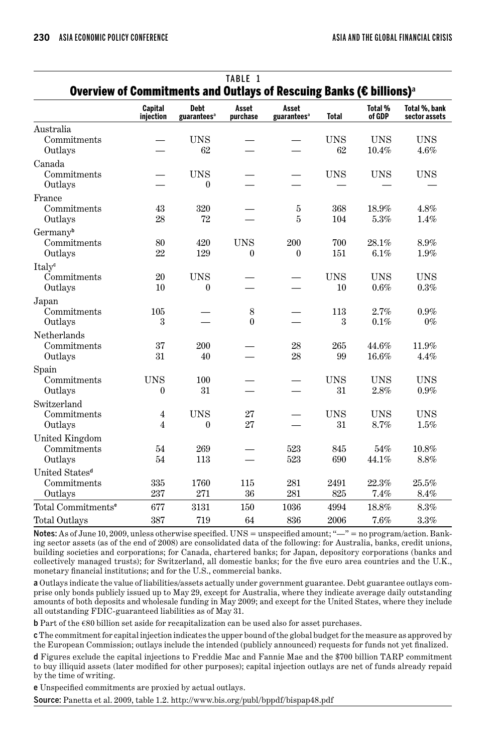TABLE 1

## Overview of Commitments and Outlays of Rescuing Banks (€ billions)[a]

| | Capital injection | Debt guarantees[a] | Asset purchase | Asset guarantees[a] | Total | Total % of GDP | Total %, bank sector assets |
|---|---|---|---|---|---|---|---|
| Australia | | | | | | | |
| Commitments | — | UNS | — | — | UNS | UNS | UNS |
| Outlays | — | 62 | — | — | 62 | 10.4% | 4.6% |
| Canada | | | | | | | |
| Commitments | — | UNS | — | — | UNS | UNS | UNS |
| Outlays | — | 0 | — | — | — | — | — |
| France | | | | | | | |
| Commitments | 43 | 320 | — | 5 | 368 | 18.9% | 4.8% |
| Outlays | 28 | 72 | — | 5 | 104 | 5.3% | 1.4% |
| Germany[b] | | | | | | | |
| Commitments | 80 | 420 | UNS | 200 | 700 | 28.1% | 8.9% |
| Outlays | 22 | 129 | 0 | 0 | 151 | 6.1% | 1.9% |
| Italy[c] | | | | | | | |
| Commitments | 20 | UNS | — | — | UNS | UNS | UNS |
| Outlays | 10 | 0 | — | — | 10 | 0.6% | 0.3% |
| Japan | | | | | | | |
| Commitments | 105 | — | 8 | — | 113 | 2.7% | 0.9% |
| Outlays | 3 | — | 0 | — | 3 | 0.1% | 0% |
| Netherlands | | | | | | | |
| Commitments | 37 | 200 | — | 28 | 265 | 44.6% | 11.9% |
| Outlays | 31 | 40 | — | 28 | 99 | 16.6% | 4.4% |
| Spain | | | | | | | |
| Commitments | UNS | 100 | — | — | UNS | UNS | UNS |
| Outlays | 0 | 31 | — | — | 31 | 2.8% | 0.9% |
| Switzerland | | | | | | | |
| Commitments | 4 | UNS | 27 | — | UNS | UNS | UNS |
| Outlays | 4 | 0 | 27 | — | 31 | 8.7% | 1.5% |
| United Kingdom | | | | | | | |
| Commitments | 54 | 269 | — | 523 | 845 | 54% | 10.8% |
| Outlays | 54 | 113 | — | 523 | 690 | 44.1% | 8.8% |
| United States[d] | | | | | | | |
| Commitments | 335 | 1760 | 115 | 281 | 2491 | 22.3% | 25.5% |
| Outlays | 237 | 271 | 36 | 281 | 825 | 7.4% | 8.4% |
| Total Commitments[e] | 677 | 3131 | 150 | 1036 | 4994 | 18.8% | 8.3% |
| Total Outlays | 387 | 719 | 64 | 836 | 2006 | 7.6% | 3.3% |

**Notes:** As of June 10, 2009, unless otherwise specified. UNS = unspecified amount; "—" = no program/action. Banking sector assets (as of the end of 2008) are consolidated data of the following: for Australia, banks, credit unions, building societies and corporations; for Canada, chartered banks; for Japan, depository corporations (banks and collectively managed trusts); for Switzerland, all domestic banks; for the five euro area countries and the U.K., monetary financial institutions; and for the U.S., commercial banks.

**a** Outlays indicate the value of liabilities/assets actually under government guarantee. Debt guarantee outlays comprise only bonds publicly issued up to May 29, except for Australia, where they indicate average daily outstanding amounts of both deposits and wholesale funding in May 2009; and except for the United States, where they include all outstanding FDIC-guaranteed liabilities as of May 31.

**b** Part of the €80 billion set aside for recapitalization can be used also for asset purchases.

**c** The commitment for capital injection indicates the upper bound of the global budget for the measure as approved by the European Commission; outlays include the intended (publicly announced) requests for funds not yet finalized.

**d** Figures exclude the capital injections to Freddie Mac and Fannie Mae and the $700 billion TARP commitment to buy illiquid assets (later modified for other purposes); capital injection outlays are net of funds already repaid by the time of writing.

**e** Unspecified commitments are proxied by actual outlays.

**Source:** Panetta et al. 2009, table 1.2. http://www.bis.org/publ/bppdf/bispap48.pdf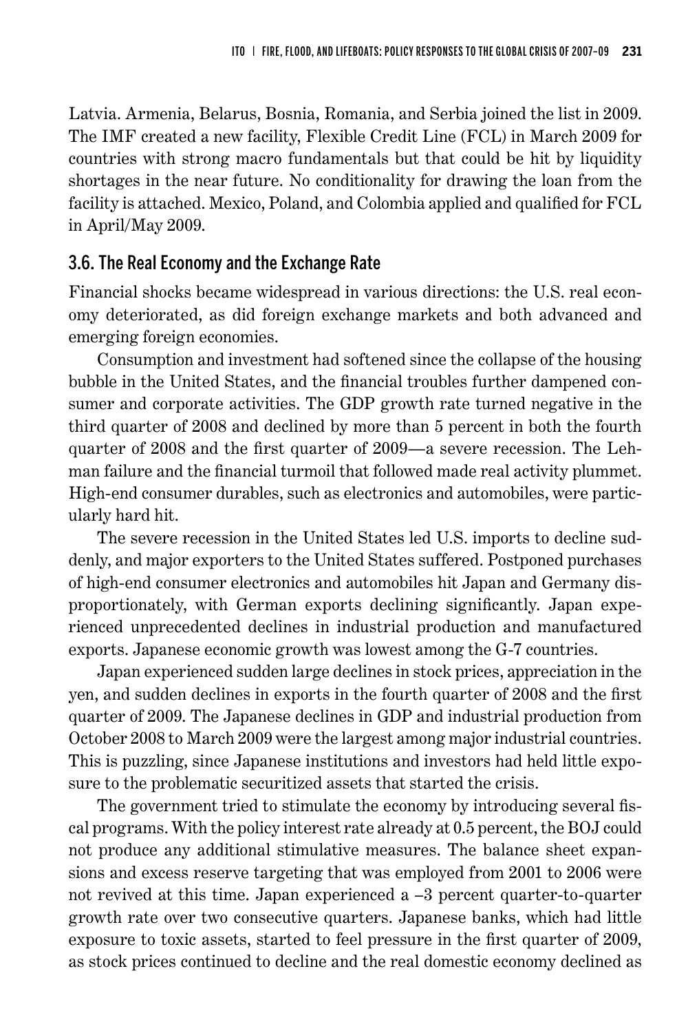Latvia. Armenia, Belarus, Bosnia, Romania, and Serbia joined the list in 2009. The IMF created a new facility, Flexible Credit Line (FCL) in March 2009 for countries with strong macro fundamentals but that could be hit by liquidity shortages in the near future. No conditionality for drawing the loan from the facility is attached. Mexico, Poland, and Colombia applied and qualified for FCL in April/May 2009.

### 3.6. The Real Economy and the Exchange Rate

Financial shocks became widespread in various directions: the U.S. real economy deteriorated, as did foreign exchange markets and both advanced and emerging foreign economies.

Consumption and investment had softened since the collapse of the housing bubble in the United States, and the financial troubles further dampened consumer and corporate activities. The GDP growth rate turned negative in the third quarter of 2008 and declined by more than 5 percent in both the fourth quarter of 2008 and the first quarter of 2009—a severe recession. The Lehman failure and the financial turmoil that followed made real activity plummet. High-end consumer durables, such as electronics and automobiles, were particularly hard hit.

The severe recession in the United States led U.S. imports to decline suddenly, and major exporters to the United States suffered. Postponed purchases of high-end consumer electronics and automobiles hit Japan and Germany disproportionately, with German exports declining significantly. Japan experienced unprecedented declines in industrial production and manufactured exports. Japanese economic growth was lowest among the G-7 countries.

Japan experienced sudden large declines in stock prices, appreciation in the yen, and sudden declines in exports in the fourth quarter of 2008 and the first quarter of 2009. The Japanese declines in GDP and industrial production from October 2008 to March 2009 were the largest among major industrial countries. This is puzzling, since Japanese institutions and investors had held little exposure to the problematic securitized assets that started the crisis.

The government tried to stimulate the economy by introducing several fiscal programs. With the policy interest rate already at 0.5 percent, the BOJ could not produce any additional stimulative measures. The balance sheet expansions and excess reserve targeting that was employed from 2001 to 2006 were not revived at this time. Japan experienced a –3 percent quarter-to-quarter growth rate over two consecutive quarters. Japanese banks, which had little exposure to toxic assets, started to feel pressure in the first quarter of 2009, as stock prices continued to decline and the real domestic economy declined as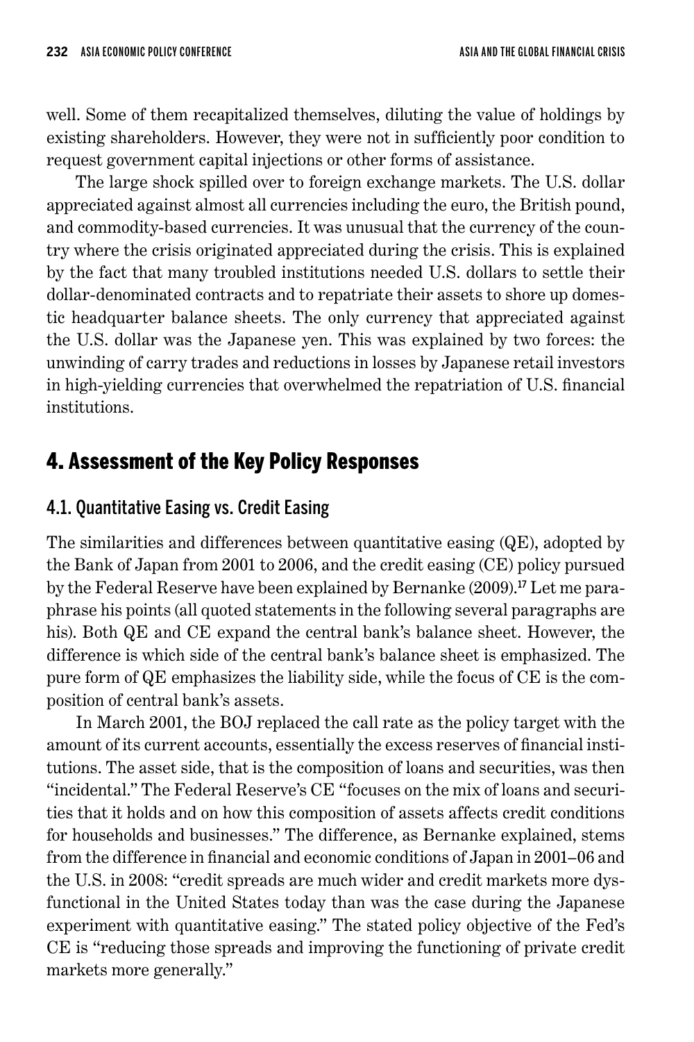well. Some of them recapitalized themselves, diluting the value of holdings by existing shareholders. However, they were not in sufficiently poor condition to request government capital injections or other forms of assistance.

The large shock spilled over to foreign exchange markets. The U.S. dollar appreciated against almost all currencies including the euro, the British pound, and commodity-based currencies. It was unusual that the currency of the country where the crisis originated appreciated during the crisis. This is explained by the fact that many troubled institutions needed U.S. dollars to settle their dollar-denominated contracts and to repatriate their assets to shore up domestic headquarter balance sheets. The only currency that appreciated against the U.S. dollar was the Japanese yen. This was explained by two forces: the unwinding of carry trades and reductions in losses by Japanese retail investors in high-yielding currencies that overwhelmed the repatriation of U.S. financial institutions.

## 4. Assessment of the Key Policy Responses

### 4.1. Quantitative Easing vs. Credit Easing

The similarities and differences between quantitative easing (QE), adopted by the Bank of Japan from 2001 to 2006, and the credit easing (CE) policy pursued by the Federal Reserve have been explained by Bernanke (2009).[17] Let me paraphrase his points (all quoted statements in the following several paragraphs are his). Both QE and CE expand the central bank's balance sheet. However, the difference is which side of the central bank's balance sheet is emphasized. The pure form of QE emphasizes the liability side, while the focus of CE is the composition of central bank's assets.

In March 2001, the BOJ replaced the call rate as the policy target with the amount of its current accounts, essentially the excess reserves of financial institutions. The asset side, that is the composition of loans and securities, was then "incidental." The Federal Reserve's CE "focuses on the mix of loans and securities that it holds and on how this composition of assets affects credit conditions for households and businesses." The difference, as Bernanke explained, stems from the difference in financial and economic conditions of Japan in 2001–06 and the U.S. in 2008: "credit spreads are much wider and credit markets more dysfunctional in the United States today than was the case during the Japanese experiment with quantitative easing." The stated policy objective of the Fed's CE is "reducing those spreads and improving the functioning of private credit markets more generally."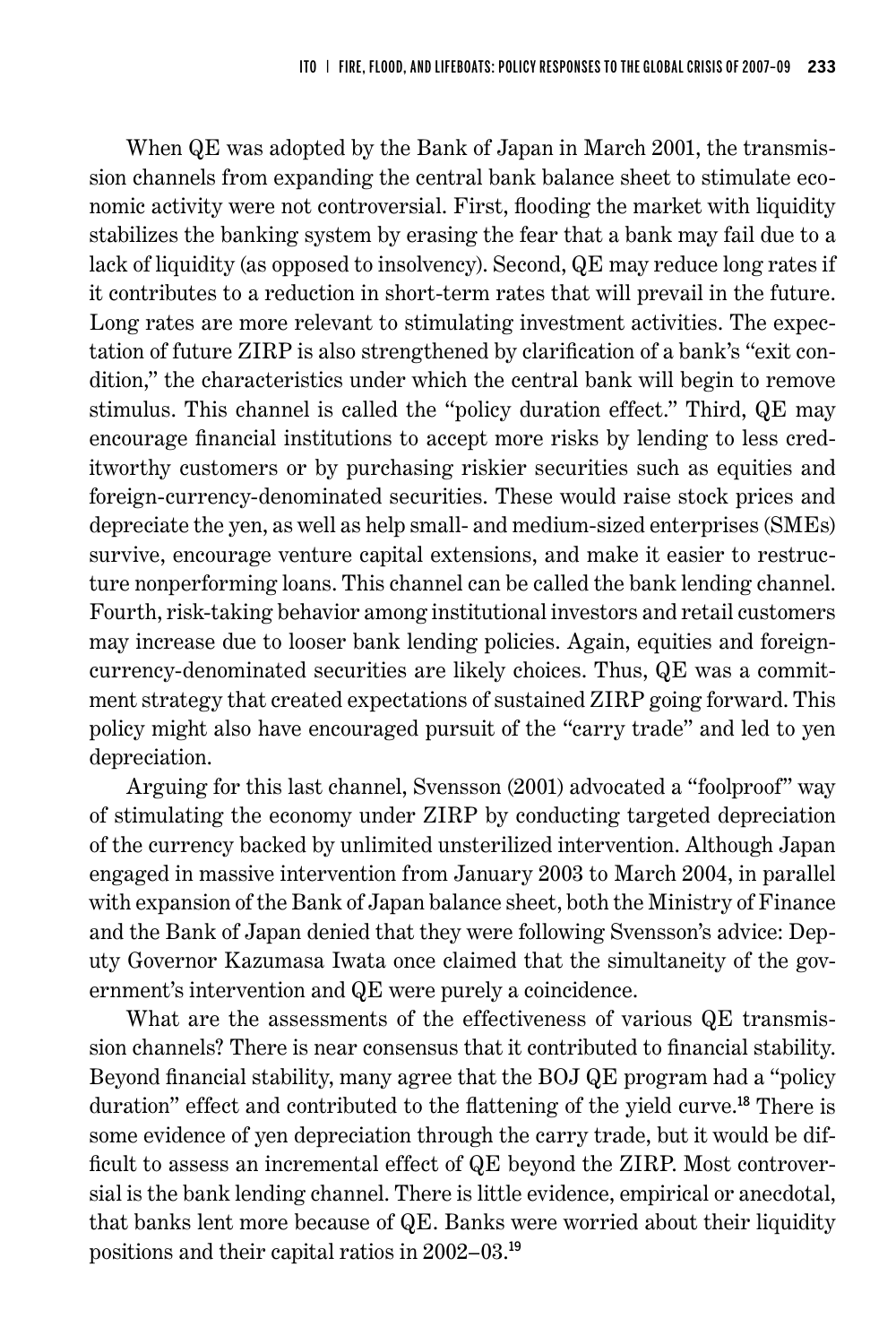When QE was adopted by the Bank of Japan in March 2001, the transmission channels from expanding the central bank balance sheet to stimulate economic activity were not controversial. First, flooding the market with liquidity stabilizes the banking system by erasing the fear that a bank may fail due to a lack of liquidity (as opposed to insolvency). Second, QE may reduce long rates if it contributes to a reduction in short-term rates that will prevail in the future. Long rates are more relevant to stimulating investment activities. The expectation of future ZIRP is also strengthened by clarification of a bank's "exit condition," the characteristics under which the central bank will begin to remove stimulus. This channel is called the "policy duration effect." Third, QE may encourage financial institutions to accept more risks by lending to less creditworthy customers or by purchasing riskier securities such as equities and foreign-currency-denominated securities. These would raise stock prices and depreciate the yen, as well as help small- and medium-sized enterprises (SMEs) survive, encourage venture capital extensions, and make it easier to restructure nonperforming loans. This channel can be called the bank lending channel. Fourth, risk-taking behavior among institutional investors and retail customers may increase due to looser bank lending policies. Again, equities and foreign-currency-denominated securities are likely choices. Thus, QE was a commitment strategy that created expectations of sustained ZIRP going forward. This policy might also have encouraged pursuit of the "carry trade" and led to yen depreciation.

Arguing for this last channel, Svensson (2001) advocated a "foolproof" way of stimulating the economy under ZIRP by conducting targeted depreciation of the currency backed by unlimited unsterilized intervention. Although Japan engaged in massive intervention from January 2003 to March 2004, in parallel with expansion of the Bank of Japan balance sheet, both the Ministry of Finance and the Bank of Japan denied that they were following Svensson's advice: Deputy Governor Kazumasa Iwata once claimed that the simultaneity of the government's intervention and QE were purely a coincidence.

What are the assessments of the effectiveness of various QE transmission channels? There is near consensus that it contributed to financial stability. Beyond financial stability, many agree that the BOJ QE program had a "policy duration" effect and contributed to the flattening of the yield curve.[18] There is some evidence of yen depreciation through the carry trade, but it would be difficult to assess an incremental effect of QE beyond the ZIRP. Most controversial is the bank lending channel. There is little evidence, empirical or anecdotal, that banks lent more because of QE. Banks were worried about their liquidity positions and their capital ratios in 2002–03.[19]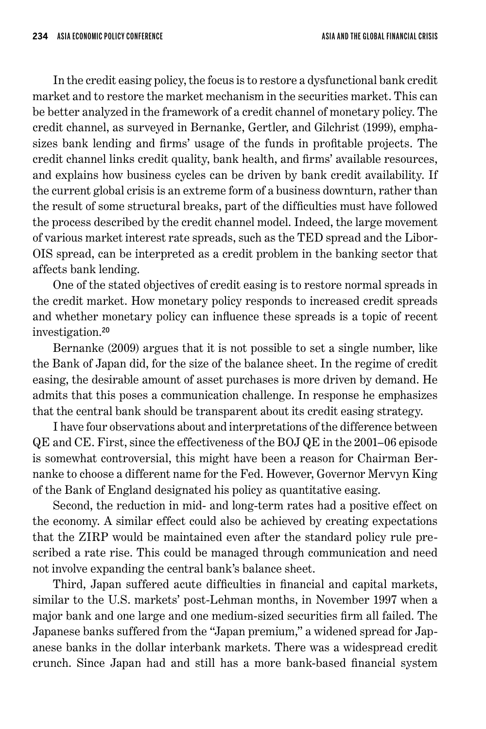In the credit easing policy, the focus is to restore a dysfunctional bank credit market and to restore the market mechanism in the securities market. This can be better analyzed in the framework of a credit channel of monetary policy. The credit channel, as surveyed in Bernanke, Gertler, and Gilchrist (1999), emphasizes bank lending and firms' usage of the funds in profitable projects. The credit channel links credit quality, bank health, and firms' available resources, and explains how business cycles can be driven by bank credit availability. If the current global crisis is an extreme form of a business downturn, rather than the result of some structural breaks, part of the difficulties must have followed the process described by the credit channel model. Indeed, the large movement of various market interest rate spreads, such as the TED spread and the Libor-OIS spread, can be interpreted as a credit problem in the banking sector that affects bank lending.

One of the stated objectives of credit easing is to restore normal spreads in the credit market. How monetary policy responds to increased credit spreads and whether monetary policy can influence these spreads is a topic of recent investigation.[20]

Bernanke (2009) argues that it is not possible to set a single number, like the Bank of Japan did, for the size of the balance sheet. In the regime of credit easing, the desirable amount of asset purchases is more driven by demand. He admits that this poses a communication challenge. In response he emphasizes that the central bank should be transparent about its credit easing strategy.

I have four observations about and interpretations of the difference between QE and CE. First, since the effectiveness of the BOJ QE in the 2001–06 episode is somewhat controversial, this might have been a reason for Chairman Bernanke to choose a different name for the Fed. However, Governor Mervyn King of the Bank of England designated his policy as quantitative easing.

Second, the reduction in mid- and long-term rates had a positive effect on the economy. A similar effect could also be achieved by creating expectations that the ZIRP would be maintained even after the standard policy rule prescribed a rate rise. This could be managed through communication and need not involve expanding the central bank's balance sheet.

Third, Japan suffered acute difficulties in financial and capital markets, similar to the U.S. markets' post-Lehman months, in November 1997 when a major bank and one large and one medium-sized securities firm all failed. The Japanese banks suffered from the "Japan premium," a widened spread for Japanese banks in the dollar interbank markets. There was a widespread credit crunch. Since Japan had and still has a more bank-based financial system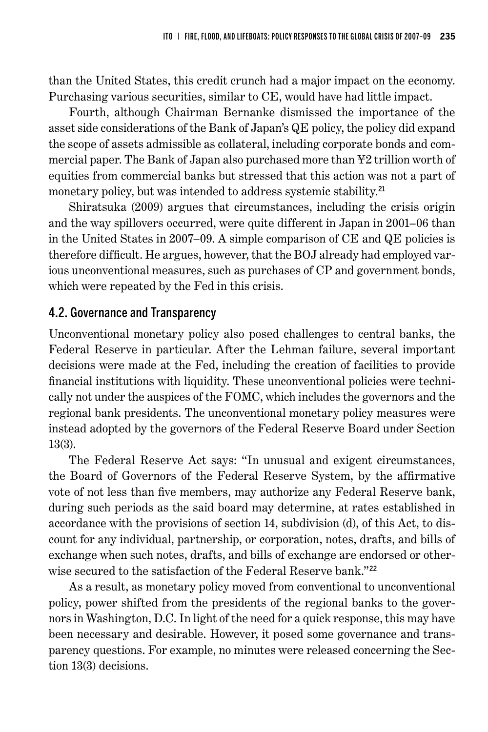than the United States, this credit crunch had a major impact on the economy. Purchasing various securities, similar to CE, would have had little impact.

Fourth, although Chairman Bernanke dismissed the importance of the asset side considerations of the Bank of Japan's QE policy, the policy did expand the scope of assets admissible as collateral, including corporate bonds and commercial paper. The Bank of Japan also purchased more than ¥2 trillion worth of equities from commercial banks but stressed that this action was not a part of monetary policy, but was intended to address systemic stability.[21]

Shiratsuka (2009) argues that circumstances, including the crisis origin and the way spillovers occurred, were quite different in Japan in 2001–06 than in the United States in 2007–09. A simple comparison of CE and QE policies is therefore difficult. He argues, however, that the BOJ already had employed various unconventional measures, such as purchases of CP and government bonds, which were repeated by the Fed in this crisis.

## 4.2. Governance and Transparency

Unconventional monetary policy also posed challenges to central banks, the Federal Reserve in particular. After the Lehman failure, several important decisions were made at the Fed, including the creation of facilities to provide financial institutions with liquidity. These unconventional policies were technically not under the auspices of the FOMC, which includes the governors and the regional bank presidents. The unconventional monetary policy measures were instead adopted by the governors of the Federal Reserve Board under Section 13(3).

The Federal Reserve Act says: "In unusual and exigent circumstances, the Board of Governors of the Federal Reserve System, by the affirmative vote of not less than five members, may authorize any Federal Reserve bank, during such periods as the said board may determine, at rates established in accordance with the provisions of section 14, subdivision (d), of this Act, to discount for any individual, partnership, or corporation, notes, drafts, and bills of exchange when such notes, drafts, and bills of exchange are endorsed or otherwise secured to the satisfaction of the Federal Reserve bank."[22]

As a result, as monetary policy moved from conventional to unconventional policy, power shifted from the presidents of the regional banks to the governors in Washington, D.C. In light of the need for a quick response, this may have been necessary and desirable. However, it posed some governance and transparency questions. For example, no minutes were released concerning the Section 13(3) decisions.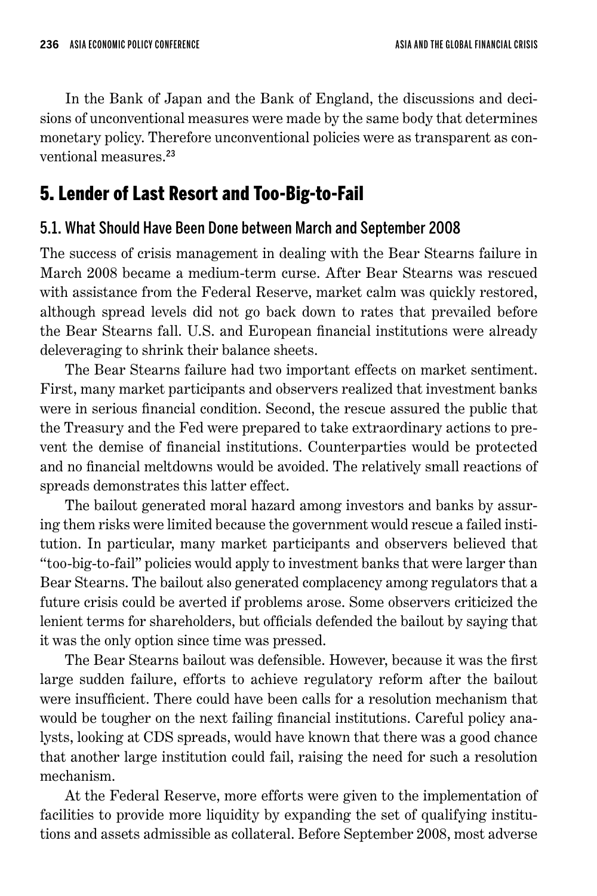In the Bank of Japan and the Bank of England, the discussions and decisions of unconventional measures were made by the same body that determines monetary policy. Therefore unconventional policies were as transparent as conventional measures.[23]

## 5. Lender of Last Resort and Too-Big-to-Fail

### 5.1. What Should Have Been Done between March and September 2008

The success of crisis management in dealing with the Bear Stearns failure in March 2008 became a medium-term curse. After Bear Stearns was rescued with assistance from the Federal Reserve, market calm was quickly restored, although spread levels did not go back down to rates that prevailed before the Bear Stearns fall. U.S. and European financial institutions were already deleveraging to shrink their balance sheets.

The Bear Stearns failure had two important effects on market sentiment. First, many market participants and observers realized that investment banks were in serious financial condition. Second, the rescue assured the public that the Treasury and the Fed were prepared to take extraordinary actions to prevent the demise of financial institutions. Counterparties would be protected and no financial meltdowns would be avoided. The relatively small reactions of spreads demonstrates this latter effect.

The bailout generated moral hazard among investors and banks by assuring them risks were limited because the government would rescue a failed institution. In particular, many market participants and observers believed that "too-big-to-fail" policies would apply to investment banks that were larger than Bear Stearns. The bailout also generated complacency among regulators that a future crisis could be averted if problems arose. Some observers criticized the lenient terms for shareholders, but officials defended the bailout by saying that it was the only option since time was pressed.

The Bear Stearns bailout was defensible. However, because it was the first large sudden failure, efforts to achieve regulatory reform after the bailout were insufficient. There could have been calls for a resolution mechanism that would be tougher on the next failing financial institutions. Careful policy analysts, looking at CDS spreads, would have known that there was a good chance that another large institution could fail, raising the need for such a resolution mechanism.

At the Federal Reserve, more efforts were given to the implementation of facilities to provide more liquidity by expanding the set of qualifying institutions and assets admissible as collateral. Before September 2008, most adverse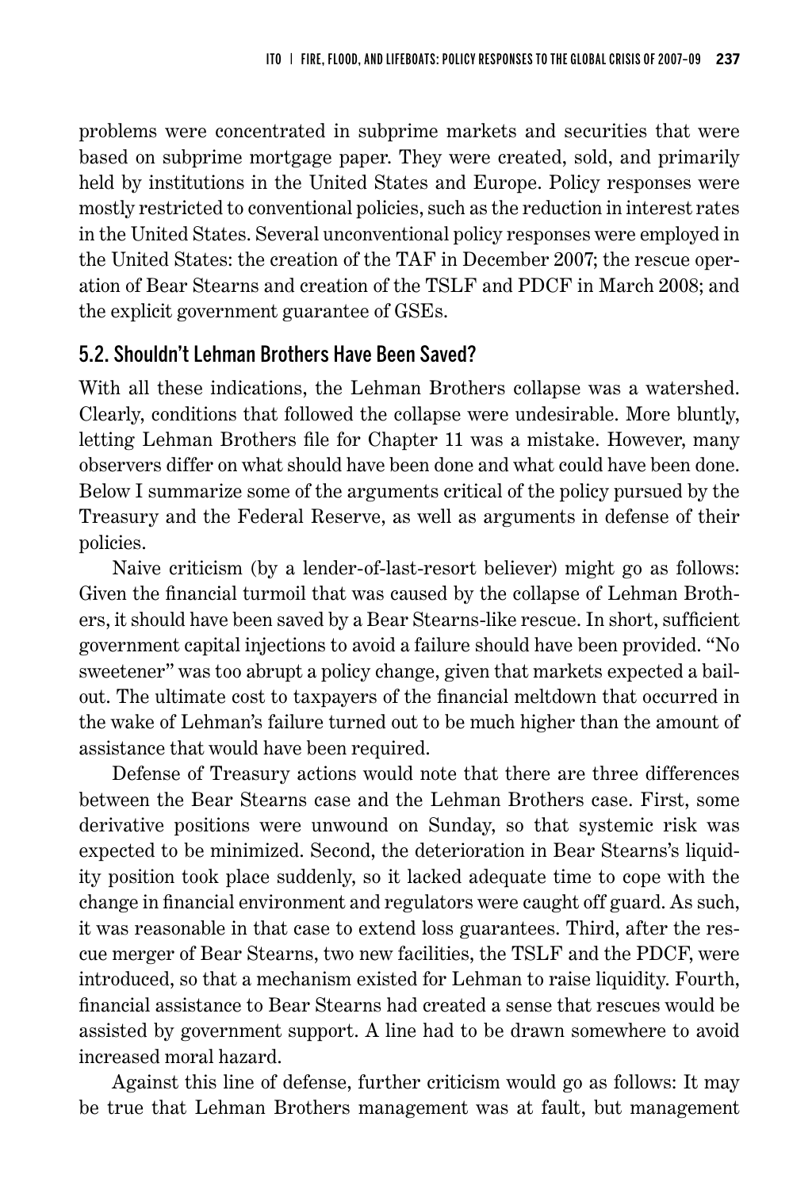problems were concentrated in subprime markets and securities that were based on subprime mortgage paper. They were created, sold, and primarily held by institutions in the United States and Europe. Policy responses were mostly restricted to conventional policies, such as the reduction in interest rates in the United States. Several unconventional policy responses were employed in the United States: the creation of the TAF in December 2007; the rescue operation of Bear Stearns and creation of the TSLF and PDCF in March 2008; and the explicit government guarantee of GSEs.

## 5.2. Shouldn't Lehman Brothers Have Been Saved?

With all these indications, the Lehman Brothers collapse was a watershed. Clearly, conditions that followed the collapse were undesirable. More bluntly, letting Lehman Brothers file for Chapter 11 was a mistake. However, many observers differ on what should have been done and what could have been done. Below I summarize some of the arguments critical of the policy pursued by the Treasury and the Federal Reserve, as well as arguments in defense of their policies.

Naive criticism (by a lender-of-last-resort believer) might go as follows: Given the financial turmoil that was caused by the collapse of Lehman Brothers, it should have been saved by a Bear Stearns-like rescue. In short, sufficient government capital injections to avoid a failure should have been provided. "No sweetener" was too abrupt a policy change, given that markets expected a bailout. The ultimate cost to taxpayers of the financial meltdown that occurred in the wake of Lehman's failure turned out to be much higher than the amount of assistance that would have been required.

Defense of Treasury actions would note that there are three differences between the Bear Stearns case and the Lehman Brothers case. First, some derivative positions were unwound on Sunday, so that systemic risk was expected to be minimized. Second, the deterioration in Bear Stearns's liquidity position took place suddenly, so it lacked adequate time to cope with the change in financial environment and regulators were caught off guard. As such, it was reasonable in that case to extend loss guarantees. Third, after the rescue merger of Bear Stearns, two new facilities, the TSLF and the PDCF, were introduced, so that a mechanism existed for Lehman to raise liquidity. Fourth, financial assistance to Bear Stearns had created a sense that rescues would be assisted by government support. A line had to be drawn somewhere to avoid increased moral hazard.

Against this line of defense, further criticism would go as follows: It may be true that Lehman Brothers management was at fault, but management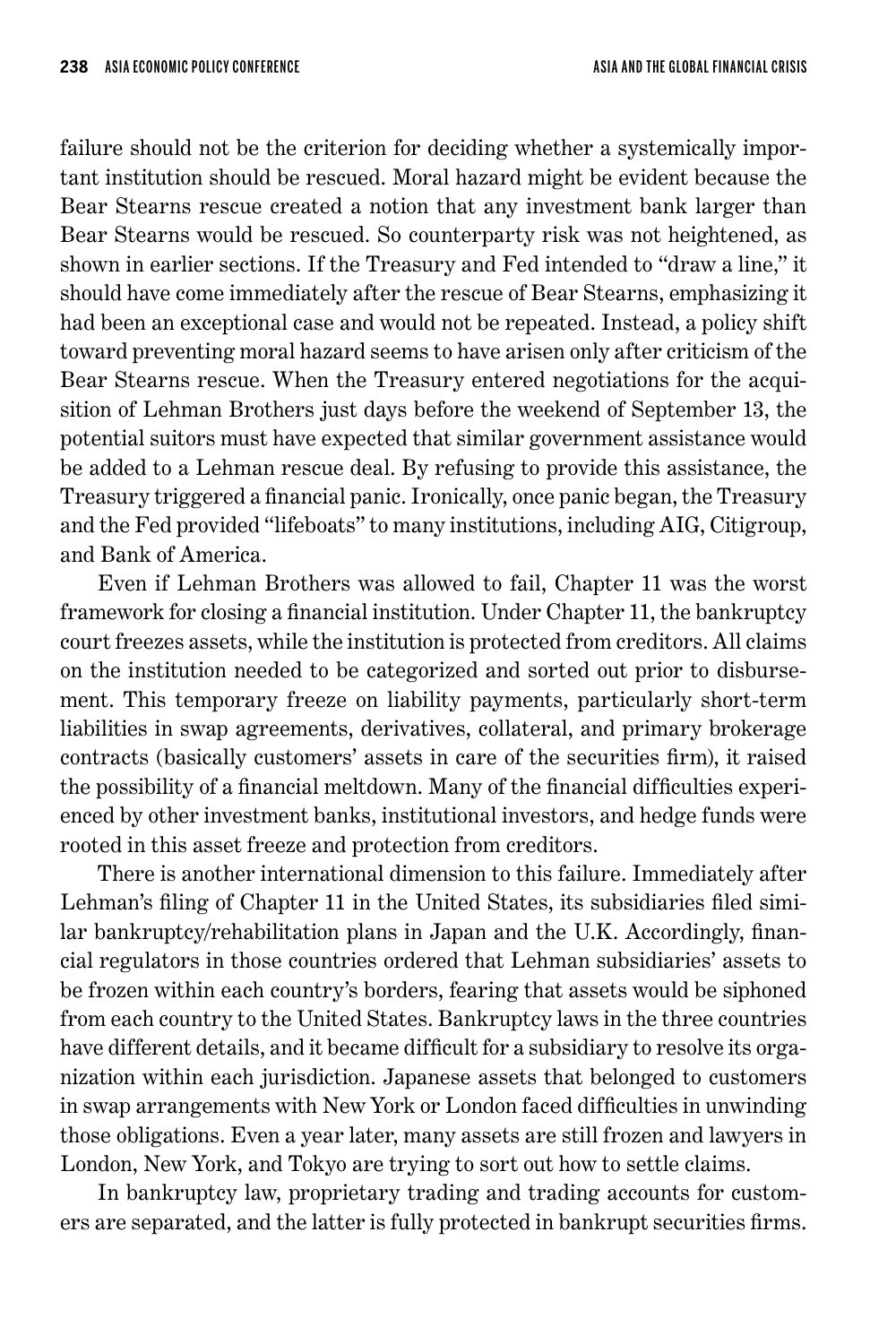failure should not be the criterion for deciding whether a systemically important institution should be rescued. Moral hazard might be evident because the Bear Stearns rescue created a notion that any investment bank larger than Bear Stearns would be rescued. So counterparty risk was not heightened, as shown in earlier sections. If the Treasury and Fed intended to "draw a line," it should have come immediately after the rescue of Bear Stearns, emphasizing it had been an exceptional case and would not be repeated. Instead, a policy shift toward preventing moral hazard seems to have arisen only after criticism of the Bear Stearns rescue. When the Treasury entered negotiations for the acquisition of Lehman Brothers just days before the weekend of September 13, the potential suitors must have expected that similar government assistance would be added to a Lehman rescue deal. By refusing to provide this assistance, the Treasury triggered a financial panic. Ironically, once panic began, the Treasury and the Fed provided "lifeboats" to many institutions, including AIG, Citigroup, and Bank of America.

Even if Lehman Brothers was allowed to fail, Chapter 11 was the worst framework for closing a financial institution. Under Chapter 11, the bankruptcy court freezes assets, while the institution is protected from creditors. All claims on the institution needed to be categorized and sorted out prior to disbursement. This temporary freeze on liability payments, particularly short-term liabilities in swap agreements, derivatives, collateral, and primary brokerage contracts (basically customers' assets in care of the securities firm), it raised the possibility of a financial meltdown. Many of the financial difficulties experienced by other investment banks, institutional investors, and hedge funds were rooted in this asset freeze and protection from creditors.

There is another international dimension to this failure. Immediately after Lehman's filing of Chapter 11 in the United States, its subsidiaries filed similar bankruptcy/rehabilitation plans in Japan and the U.K. Accordingly, financial regulators in those countries ordered that Lehman subsidiaries' assets to be frozen within each country's borders, fearing that assets would be siphoned from each country to the United States. Bankruptcy laws in the three countries have different details, and it became difficult for a subsidiary to resolve its organization within each jurisdiction. Japanese assets that belonged to customers in swap arrangements with New York or London faced difficulties in unwinding those obligations. Even a year later, many assets are still frozen and lawyers in London, New York, and Tokyo are trying to sort out how to settle claims.

In bankruptcy law, proprietary trading and trading accounts for customers are separated, and the latter is fully protected in bankrupt securities firms.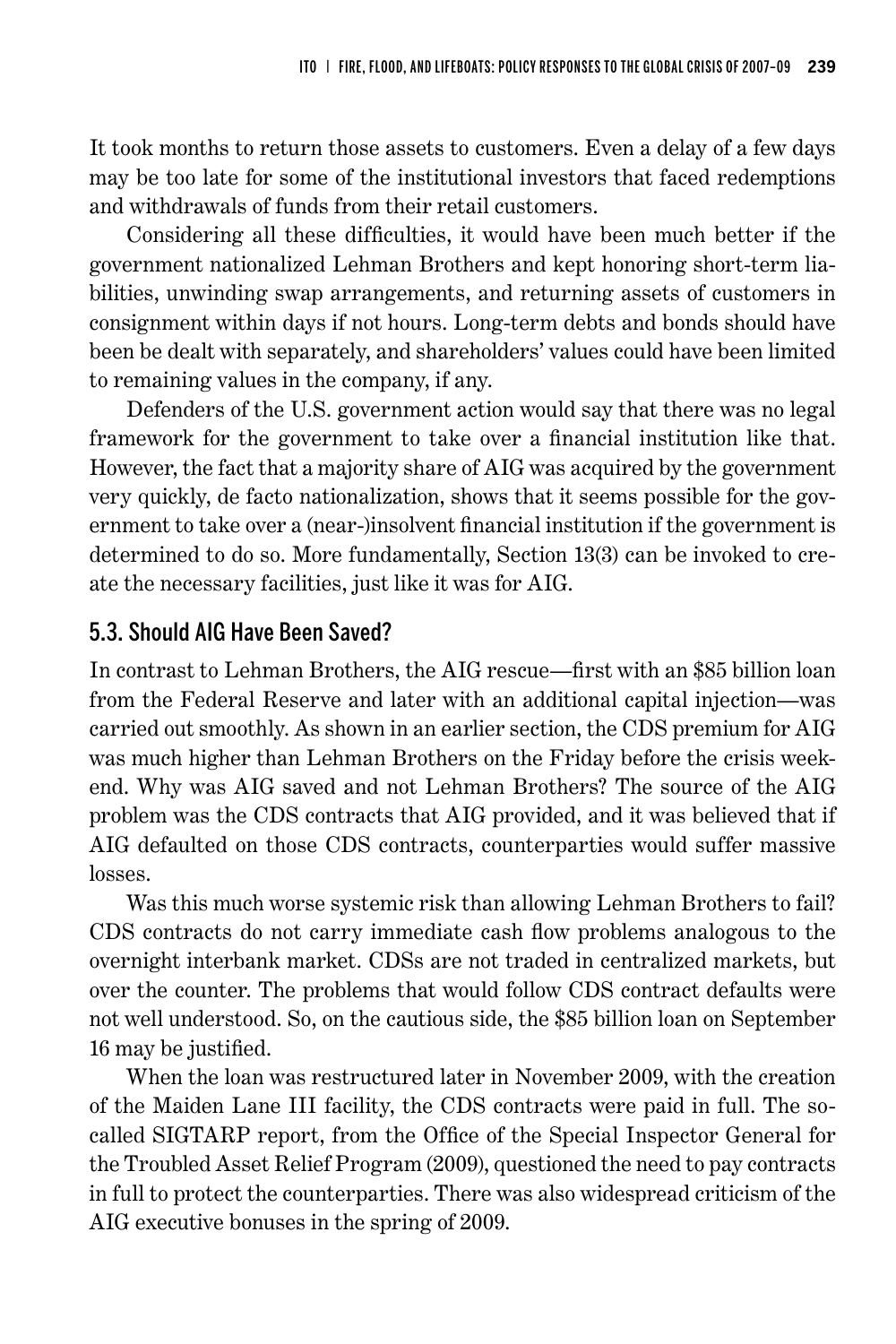It took months to return those assets to customers. Even a delay of a few days may be too late for some of the institutional investors that faced redemptions and withdrawals of funds from their retail customers.

Considering all these difficulties, it would have been much better if the government nationalized Lehman Brothers and kept honoring short-term liabilities, unwinding swap arrangements, and returning assets of customers in consignment within days if not hours. Long-term debts and bonds should have been be dealt with separately, and shareholders' values could have been limited to remaining values in the company, if any.

Defenders of the U.S. government action would say that there was no legal framework for the government to take over a financial institution like that. However, the fact that a majority share of AIG was acquired by the government very quickly, de facto nationalization, shows that it seems possible for the government to take over a (near-)insolvent financial institution if the government is determined to do so. More fundamentally, Section 13(3) can be invoked to create the necessary facilities, just like it was for AIG.

## 5.3. Should AIG Have Been Saved?

In contrast to Lehman Brothers, the AIG rescue—first with an $85 billion loan from the Federal Reserve and later with an additional capital injection—was carried out smoothly. As shown in an earlier section, the CDS premium for AIG was much higher than Lehman Brothers on the Friday before the crisis weekend. Why was AIG saved and not Lehman Brothers? The source of the AIG problem was the CDS contracts that AIG provided, and it was believed that if AIG defaulted on those CDS contracts, counterparties would suffer massive losses.

Was this much worse systemic risk than allowing Lehman Brothers to fail? CDS contracts do not carry immediate cash flow problems analogous to the overnight interbank market. CDSs are not traded in centralized markets, but over the counter. The problems that would follow CDS contract defaults were not well understood. So, on the cautious side, the $85 billion loan on September 16 may be justified.

When the loan was restructured later in November 2009, with the creation of the Maiden Lane III facility, the CDS contracts were paid in full. The so-called SIGTARP report, from the Office of the Special Inspector General for the Troubled Asset Relief Program (2009), questioned the need to pay contracts in full to protect the counterparties. There was also widespread criticism of the AIG executive bonuses in the spring of 2009.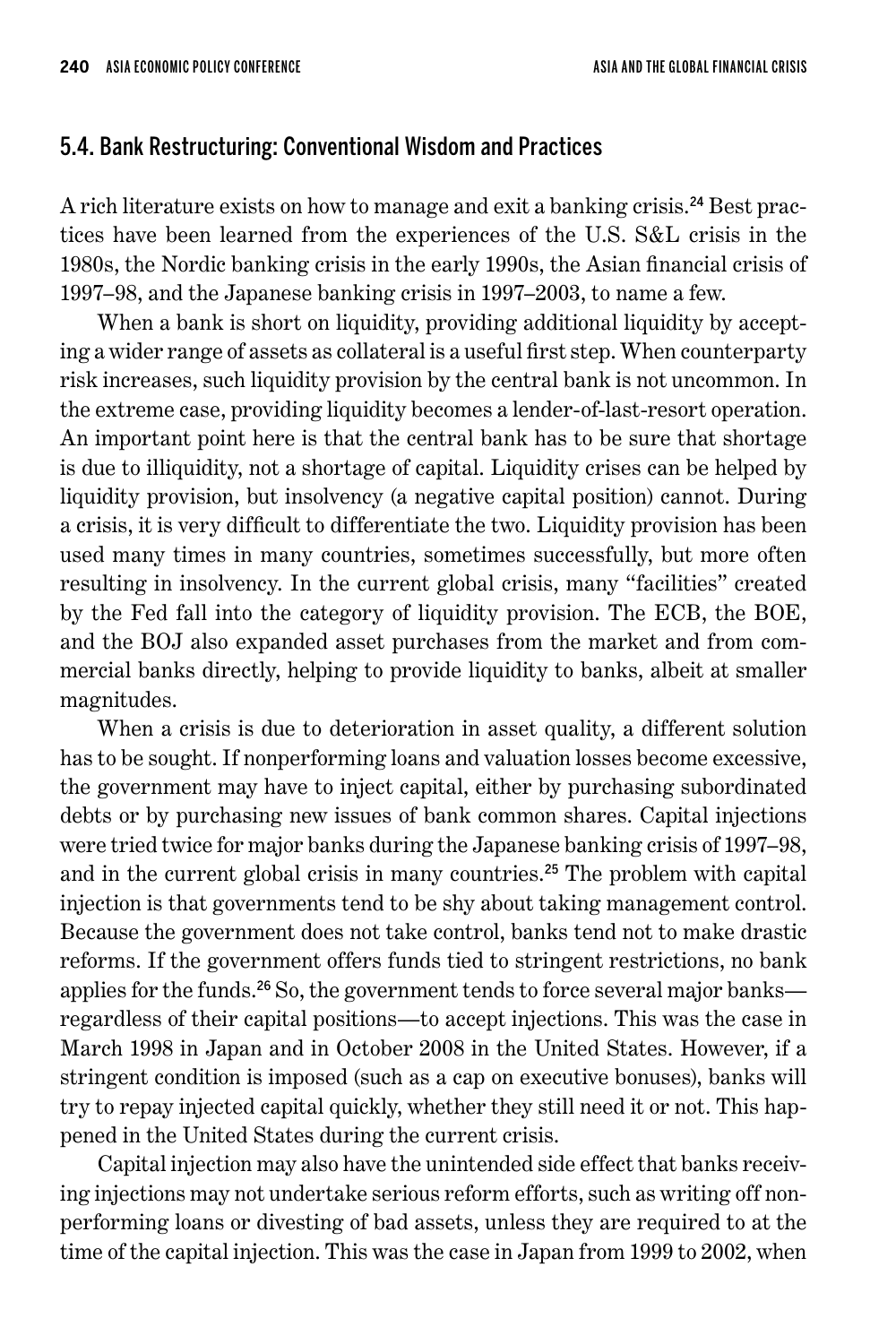## 5.4. Bank Restructuring: Conventional Wisdom and Practices

A rich literature exists on how to manage and exit a banking crisis.[24] Best practices have been learned from the experiences of the U.S. S&L crisis in the 1980s, the Nordic banking crisis in the early 1990s, the Asian financial crisis of 1997–98, and the Japanese banking crisis in 1997–2003, to name a few.

When a bank is short on liquidity, providing additional liquidity by accepting a wider range of assets as collateral is a useful first step. When counterparty risk increases, such liquidity provision by the central bank is not uncommon. In the extreme case, providing liquidity becomes a lender-of-last-resort operation. An important point here is that the central bank has to be sure that shortage is due to illiquidity, not a shortage of capital. Liquidity crises can be helped by liquidity provision, but insolvency (a negative capital position) cannot. During a crisis, it is very difficult to differentiate the two. Liquidity provision has been used many times in many countries, sometimes successfully, but more often resulting in insolvency. In the current global crisis, many "facilities" created by the Fed fall into the category of liquidity provision. The ECB, the BOE, and the BOJ also expanded asset purchases from the market and from commercial banks directly, helping to provide liquidity to banks, albeit at smaller magnitudes.

When a crisis is due to deterioration in asset quality, a different solution has to be sought. If nonperforming loans and valuation losses become excessive, the government may have to inject capital, either by purchasing subordinated debts or by purchasing new issues of bank common shares. Capital injections were tried twice for major banks during the Japanese banking crisis of 1997–98, and in the current global crisis in many countries.[25] The problem with capital injection is that governments tend to be shy about taking management control. Because the government does not take control, banks tend not to make drastic reforms. If the government offers funds tied to stringent restrictions, no bank applies for the funds.[26] So, the government tends to force several major banks—regardless of their capital positions—to accept injections. This was the case in March 1998 in Japan and in October 2008 in the United States. However, if a stringent condition is imposed (such as a cap on executive bonuses), banks will try to repay injected capital quickly, whether they still need it or not. This happened in the United States during the current crisis.

Capital injection may also have the unintended side effect that banks receiving injections may not undertake serious reform efforts, such as writing off nonperforming loans or divesting of bad assets, unless they are required to at the time of the capital injection. This was the case in Japan from 1999 to 2002, when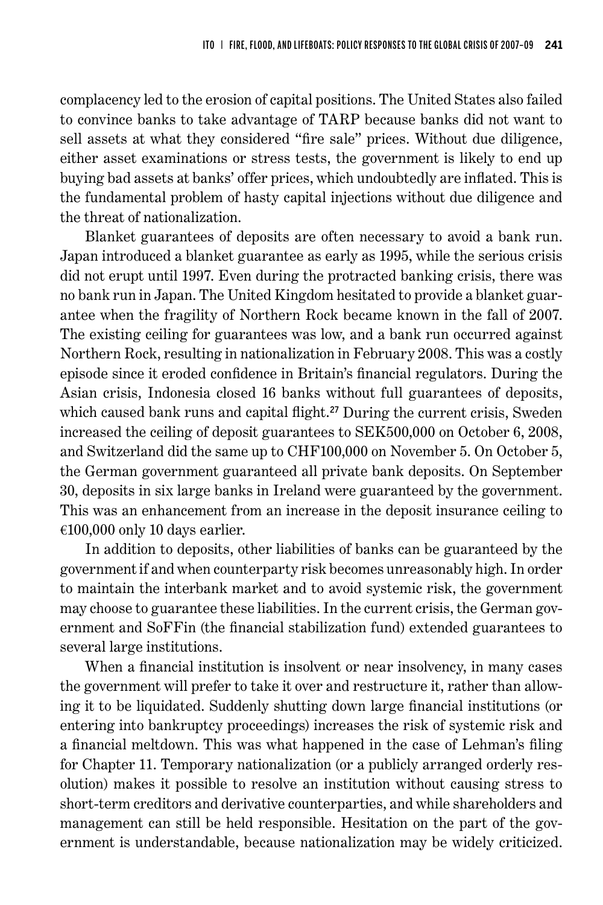complacency led to the erosion of capital positions. The United States also failed to convince banks to take advantage of TARP because banks did not want to sell assets at what they considered "fire sale" prices. Without due diligence, either asset examinations or stress tests, the government is likely to end up buying bad assets at banks' offer prices, which undoubtedly are inflated. This is the fundamental problem of hasty capital injections without due diligence and the threat of nationalization.

Blanket guarantees of deposits are often necessary to avoid a bank run. Japan introduced a blanket guarantee as early as 1995, while the serious crisis did not erupt until 1997. Even during the protracted banking crisis, there was no bank run in Japan. The United Kingdom hesitated to provide a blanket guarantee when the fragility of Northern Rock became known in the fall of 2007. The existing ceiling for guarantees was low, and a bank run occurred against Northern Rock, resulting in nationalization in February 2008. This was a costly episode since it eroded confidence in Britain's financial regulators. During the Asian crisis, Indonesia closed 16 banks without full guarantees of deposits, which caused bank runs and capital flight.[27] During the current crisis, Sweden increased the ceiling of deposit guarantees to SEK500,000 on October 6, 2008, and Switzerland did the same up to CHF100,000 on November 5. On October 5, the German government guaranteed all private bank deposits. On September 30, deposits in six large banks in Ireland were guaranteed by the government. This was an enhancement from an increase in the deposit insurance ceiling to €100,000 only 10 days earlier.

In addition to deposits, other liabilities of banks can be guaranteed by the government if and when counterparty risk becomes unreasonably high. In order to maintain the interbank market and to avoid systemic risk, the government may choose to guarantee these liabilities. In the current crisis, the German government and SoFFin (the financial stabilization fund) extended guarantees to several large institutions.

When a financial institution is insolvent or near insolvency, in many cases the government will prefer to take it over and restructure it, rather than allowing it to be liquidated. Suddenly shutting down large financial institutions (or entering into bankruptcy proceedings) increases the risk of systemic risk and a financial meltdown. This was what happened in the case of Lehman's filing for Chapter 11. Temporary nationalization (or a publicly arranged orderly resolution) makes it possible to resolve an institution without causing stress to short-term creditors and derivative counterparties, and while shareholders and management can still be held responsible. Hesitation on the part of the government is understandable, because nationalization may be widely criticized.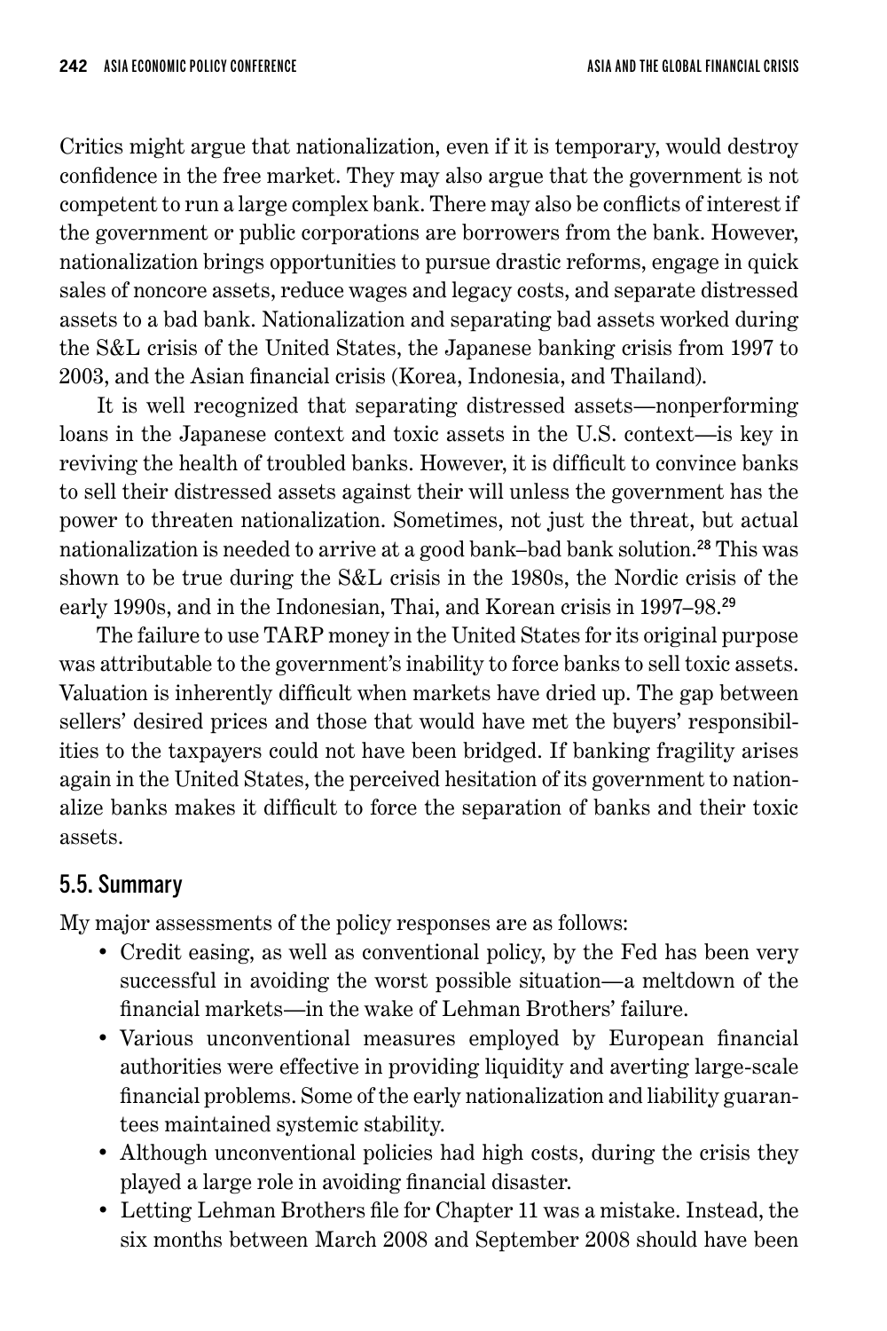Critics might argue that nationalization, even if it is temporary, would destroy confidence in the free market. They may also argue that the government is not competent to run a large complex bank. There may also be conflicts of interest if the government or public corporations are borrowers from the bank. However, nationalization brings opportunities to pursue drastic reforms, engage in quick sales of noncore assets, reduce wages and legacy costs, and separate distressed assets to a bad bank. Nationalization and separating bad assets worked during the S&L crisis of the United States, the Japanese banking crisis from 1997 to 2003, and the Asian financial crisis (Korea, Indonesia, and Thailand).

It is well recognized that separating distressed assets—nonperforming loans in the Japanese context and toxic assets in the U.S. context—is key in reviving the health of troubled banks. However, it is difficult to convince banks to sell their distressed assets against their will unless the government has the power to threaten nationalization. Sometimes, not just the threat, but actual nationalization is needed to arrive at a good bank–bad bank solution.[28] This was shown to be true during the S&L crisis in the 1980s, the Nordic crisis of the early 1990s, and in the Indonesian, Thai, and Korean crisis in 1997–98.[29]

The failure to use TARP money in the United States for its original purpose was attributable to the government's inability to force banks to sell toxic assets. Valuation is inherently difficult when markets have dried up. The gap between sellers' desired prices and those that would have met the buyers' responsibilities to the taxpayers could not have been bridged. If banking fragility arises again in the United States, the perceived hesitation of its government to nationalize banks makes it difficult to force the separation of banks and their toxic assets.

## 5.5. Summary

My major assessments of the policy responses are as follows:

- Credit easing, as well as conventional policy, by the Fed has been very successful in avoiding the worst possible situation—a meltdown of the financial markets—in the wake of Lehman Brothers' failure.
- Various unconventional measures employed by European financial authorities were effective in providing liquidity and averting large-scale financial problems. Some of the early nationalization and liability guarantees maintained systemic stability.
- Although unconventional policies had high costs, during the crisis they played a large role in avoiding financial disaster.
- Letting Lehman Brothers file for Chapter 11 was a mistake. Instead, the six months between March 2008 and September 2008 should have been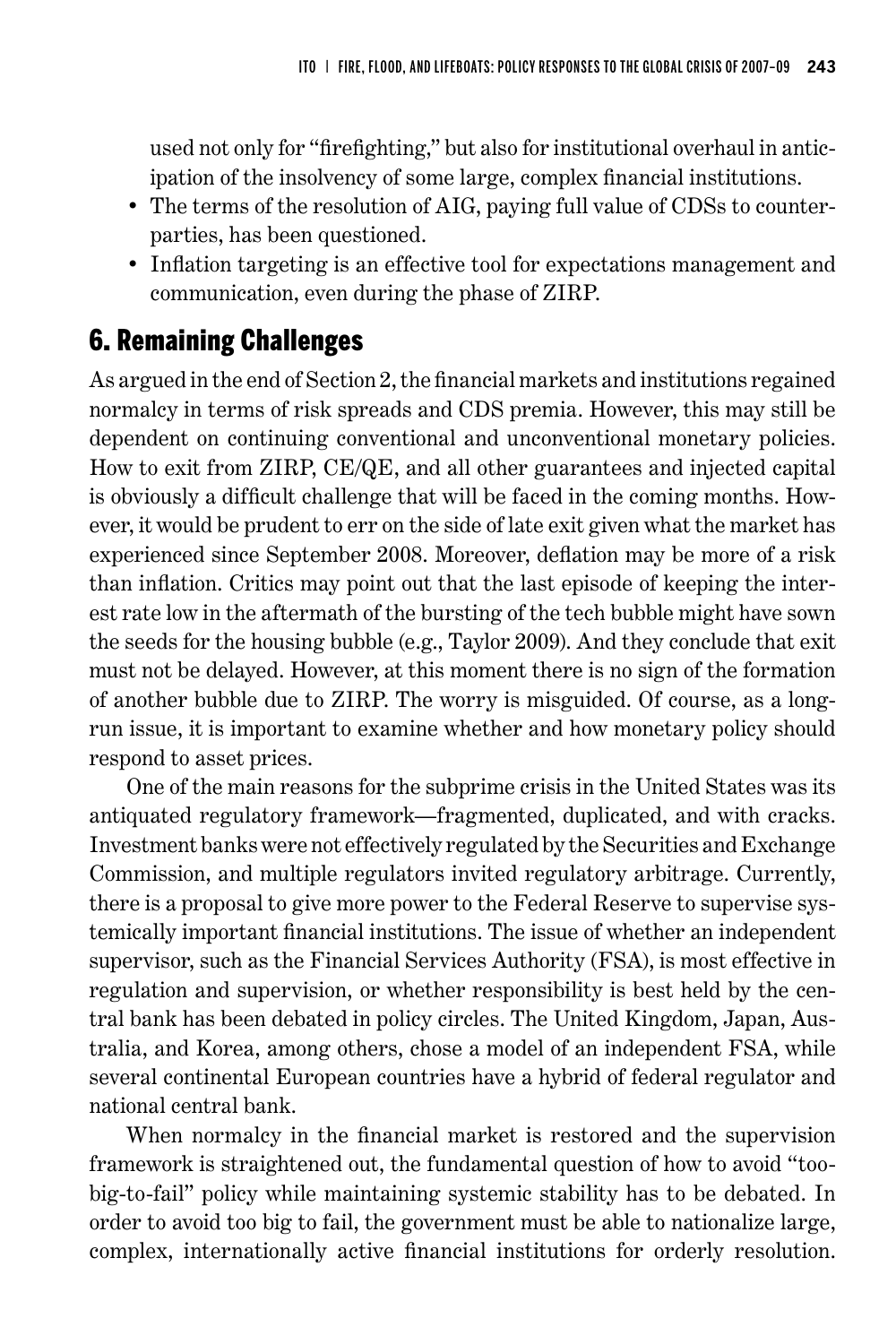used not only for "firefighting," but also for institutional overhaul in anticipation of the insolvency of some large, complex financial institutions.

- The terms of the resolution of AIG, paying full value of CDSs to counterparties, has been questioned.
- Inflation targeting is an effective tool for expectations management and communication, even during the phase of ZIRP.

## 6. Remaining Challenges

As argued in the end of Section 2, the financial markets and institutions regained normalcy in terms of risk spreads and CDS premia. However, this may still be dependent on continuing conventional and unconventional monetary policies. How to exit from ZIRP, CE/QE, and all other guarantees and injected capital is obviously a difficult challenge that will be faced in the coming months. However, it would be prudent to err on the side of late exit given what the market has experienced since September 2008. Moreover, deflation may be more of a risk than inflation. Critics may point out that the last episode of keeping the interest rate low in the aftermath of the bursting of the tech bubble might have sown the seeds for the housing bubble (e.g., Taylor 2009). And they conclude that exit must not be delayed. However, at this moment there is no sign of the formation of another bubble due to ZIRP. The worry is misguided. Of course, as a long-run issue, it is important to examine whether and how monetary policy should respond to asset prices.

One of the main reasons for the subprime crisis in the United States was its antiquated regulatory framework—fragmented, duplicated, and with cracks. Investment banks were not effectively regulated by the Securities and Exchange Commission, and multiple regulators invited regulatory arbitrage. Currently, there is a proposal to give more power to the Federal Reserve to supervise systemically important financial institutions. The issue of whether an independent supervisor, such as the Financial Services Authority (FSA), is most effective in regulation and supervision, or whether responsibility is best held by the central bank has been debated in policy circles. The United Kingdom, Japan, Australia, and Korea, among others, chose a model of an independent FSA, while several continental European countries have a hybrid of federal regulator and national central bank.

When normalcy in the financial market is restored and the supervision framework is straightened out, the fundamental question of how to avoid "too-big-to-fail" policy while maintaining systemic stability has to be debated. In order to avoid too big to fail, the government must be able to nationalize large, complex, internationally active financial institutions for orderly resolution.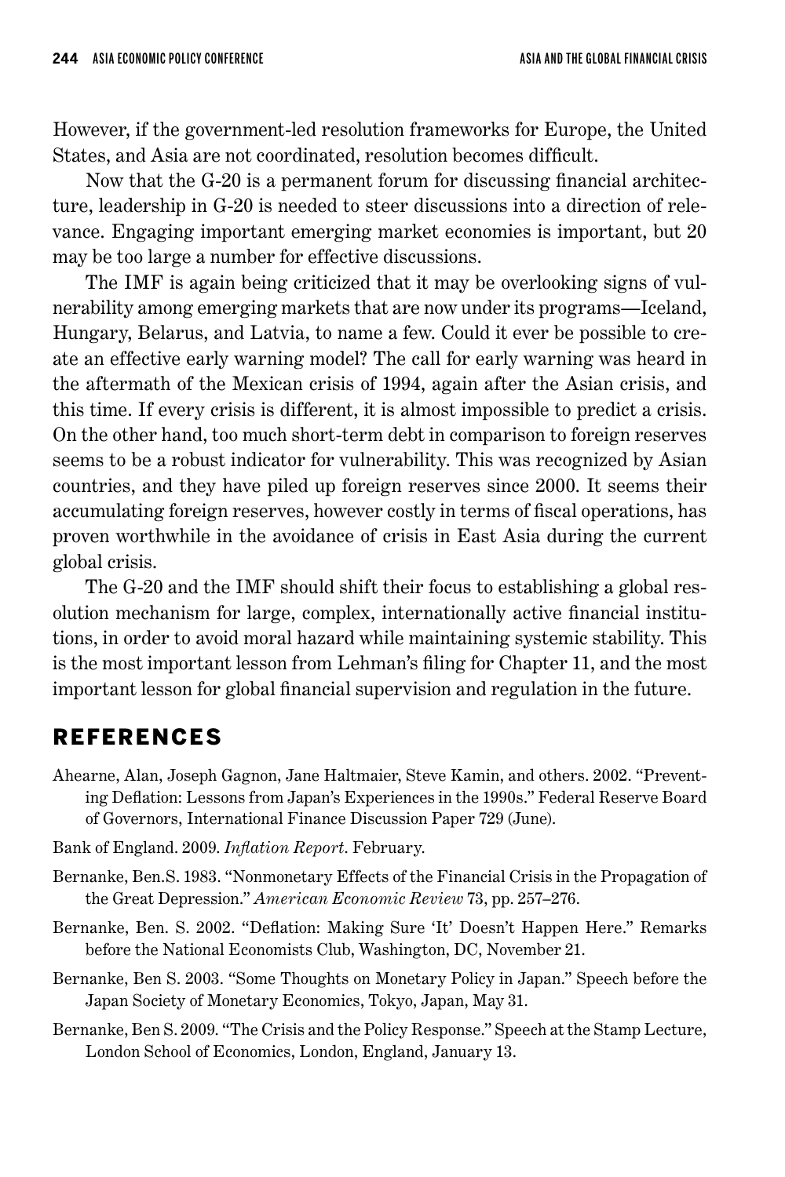However, if the government-led resolution frameworks for Europe, the United States, and Asia are not coordinated, resolution becomes difficult.

Now that the G-20 is a permanent forum for discussing financial architecture, leadership in G-20 is needed to steer discussions into a direction of relevance. Engaging important emerging market economies is important, but 20 may be too large a number for effective discussions.

The IMF is again being criticized that it may be overlooking signs of vulnerability among emerging markets that are now under its programs—Iceland, Hungary, Belarus, and Latvia, to name a few. Could it ever be possible to create an effective early warning model? The call for early warning was heard in the aftermath of the Mexican crisis of 1994, again after the Asian crisis, and this time. If every crisis is different, it is almost impossible to predict a crisis. On the other hand, too much short-term debt in comparison to foreign reserves seems to be a robust indicator for vulnerability. This was recognized by Asian countries, and they have piled up foreign reserves since 2000. It seems their accumulating foreign reserves, however costly in terms of fiscal operations, has proven worthwhile in the avoidance of crisis in East Asia during the current global crisis.

The G-20 and the IMF should shift their focus to establishing a global resolution mechanism for large, complex, internationally active financial institutions, in order to avoid moral hazard while maintaining systemic stability. This is the most important lesson from Lehman's filing for Chapter 11, and the most important lesson for global financial supervision and regulation in the future.

## REFERENCES

Ahearne, Alan, Joseph Gagnon, Jane Haltmaier, Steve Kamin, and others. 2002. "Preventing Deflation: Lessons from Japan's Experiences in the 1990s." Federal Reserve Board of Governors, International Finance Discussion Paper 729 (June).

Bank of England. 2009. *Inflation Report*. February.

Bernanke, Ben.S. 1983. "Nonmonetary Effects of the Financial Crisis in the Propagation of the Great Depression." *American Economic Review* 73, pp. 257–276.

Bernanke, Ben. S. 2002. "Deflation: Making Sure 'It' Doesn't Happen Here." Remarks before the National Economists Club, Washington, DC, November 21.

Bernanke, Ben S. 2003. "Some Thoughts on Monetary Policy in Japan." Speech before the Japan Society of Monetary Economics, Tokyo, Japan, May 31.

Bernanke, Ben S. 2009. "The Crisis and the Policy Response." Speech at the Stamp Lecture, London School of Economics, London, England, January 13.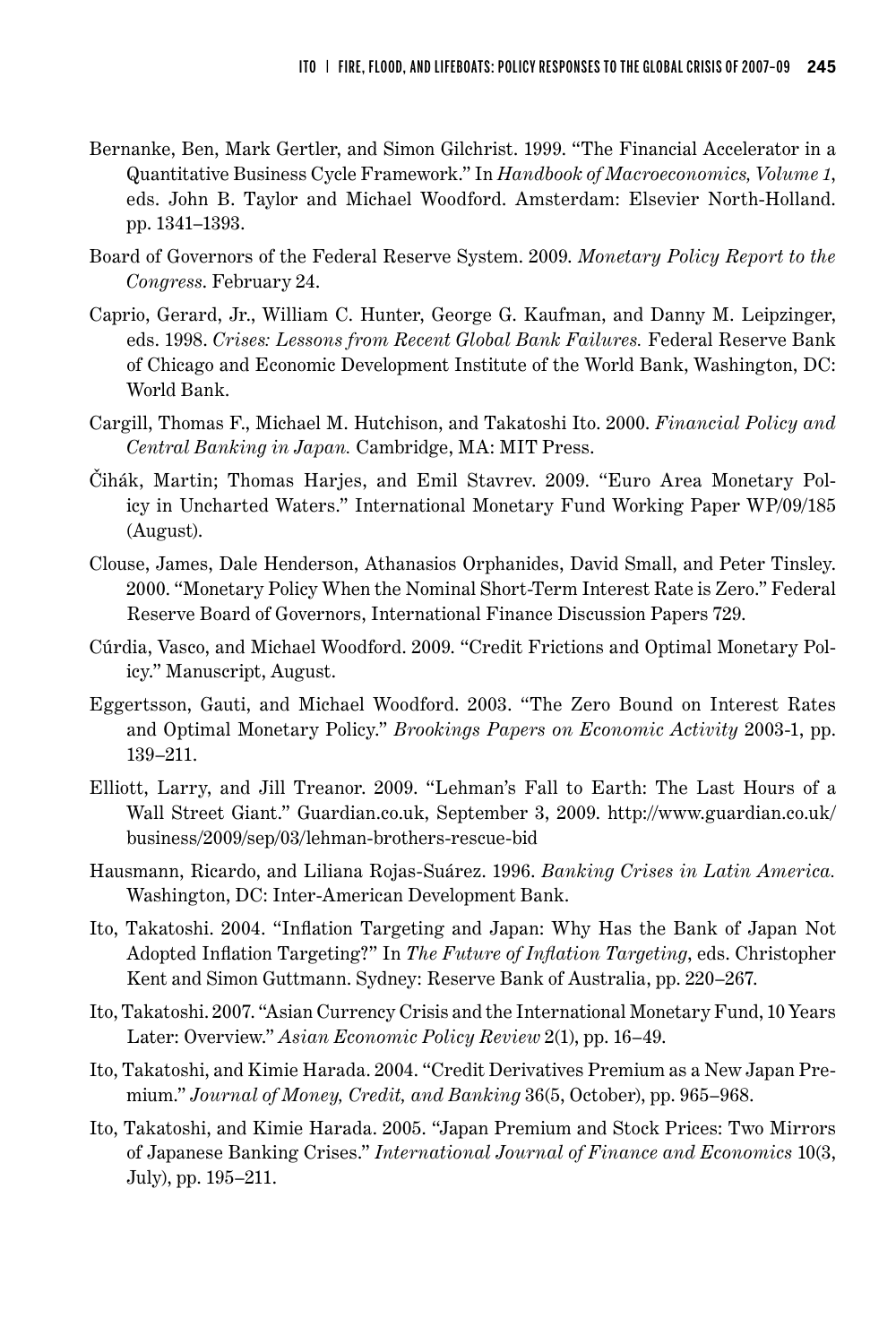Bernanke, Ben, Mark Gertler, and Simon Gilchrist. 1999. "The Financial Accelerator in a Quantitative Business Cycle Framework." In *Handbook of Macroeconomics, Volume 1*, eds. John B. Taylor and Michael Woodford. Amsterdam: Elsevier North-Holland. pp. 1341–1393.

Board of Governors of the Federal Reserve System. 2009. *Monetary Policy Report to the Congress*. February 24.

Caprio, Gerard, Jr., William C. Hunter, George G. Kaufman, and Danny M. Leipzinger, eds. 1998. *Crises: Lessons from Recent Global Bank Failures.* Federal Reserve Bank of Chicago and Economic Development Institute of the World Bank, Washington, DC: World Bank.

Cargill, Thomas F., Michael M. Hutchison, and Takatoshi Ito. 2000. *Financial Policy and Central Banking in Japan.* Cambridge, MA: MIT Press.

Čihák, Martin; Thomas Harjes, and Emil Stavrev. 2009. "Euro Area Monetary Policy in Uncharted Waters." International Monetary Fund Working Paper WP/09/185 (August).

Clouse, James, Dale Henderson, Athanasios Orphanides, David Small, and Peter Tinsley. 2000. "Monetary Policy When the Nominal Short-Term Interest Rate is Zero." Federal Reserve Board of Governors, International Finance Discussion Papers 729.

Cúrdia, Vasco, and Michael Woodford. 2009. "Credit Frictions and Optimal Monetary Policy." Manuscript, August.

Eggertsson, Gauti, and Michael Woodford. 2003. "The Zero Bound on Interest Rates and Optimal Monetary Policy." *Brookings Papers on Economic Activity* 2003-1, pp. 139–211.

Elliott, Larry, and Jill Treanor. 2009. "Lehman's Fall to Earth: The Last Hours of a Wall Street Giant." Guardian.co.uk, September 3, 2009. http://www.guardian.co.uk/business/2009/sep/03/lehman-brothers-rescue-bid

Hausmann, Ricardo, and Liliana Rojas-Suárez. 1996. *Banking Crises in Latin America.* Washington, DC: Inter-American Development Bank.

Ito, Takatoshi. 2004. "Inflation Targeting and Japan: Why Has the Bank of Japan Not Adopted Inflation Targeting?" In *The Future of Inflation Targeting*, eds. Christopher Kent and Simon Guttmann. Sydney: Reserve Bank of Australia, pp. 220–267.

Ito, Takatoshi. 2007. "Asian Currency Crisis and the International Monetary Fund, 10 Years Later: Overview." *Asian Economic Policy Review* 2(1), pp. 16–49.

Ito, Takatoshi, and Kimie Harada. 2004. "Credit Derivatives Premium as a New Japan Premium." *Journal of Money, Credit, and Banking* 36(5, October), pp. 965–968.

Ito, Takatoshi, and Kimie Harada. 2005. "Japan Premium and Stock Prices: Two Mirrors of Japanese Banking Crises." *International Journal of Finance and Economics* 10(3, July), pp. 195–211.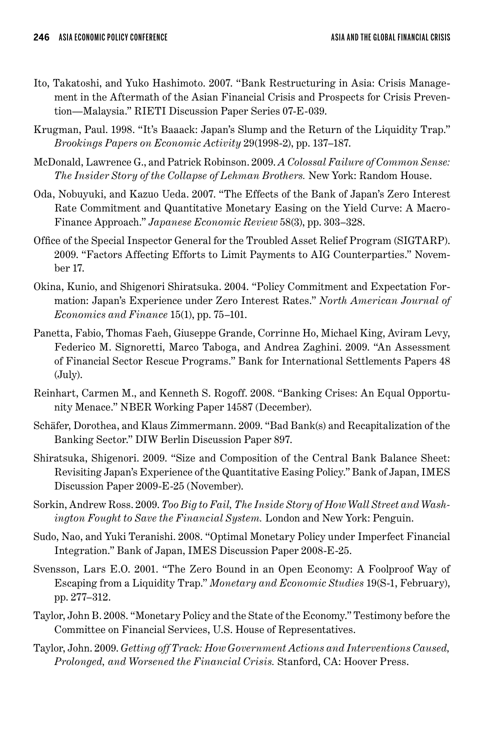Ito, Takatoshi, and Yuko Hashimoto. 2007. "Bank Restructuring in Asia: Crisis Management in the Aftermath of the Asian Financial Crisis and Prospects for Crisis Prevention—Malaysia." RIETI Discussion Paper Series 07-E-039.

Krugman, Paul. 1998. "It's Baaack: Japan's Slump and the Return of the Liquidity Trap." *Brookings Papers on Economic Activity* 29(1998-2), pp. 137–187.

McDonald, Lawrence G., and Patrick Robinson. 2009. *A Colossal Failure of Common Sense: The Insider Story of the Collapse of Lehman Brothers.* New York: Random House.

Oda, Nobuyuki, and Kazuo Ueda. 2007. "The Effects of the Bank of Japan's Zero Interest Rate Commitment and Quantitative Monetary Easing on the Yield Curve: A Macro-Finance Approach." *Japanese Economic Review* 58(3), pp. 303–328.

Office of the Special Inspector General for the Troubled Asset Relief Program (SIGTARP). 2009. "Factors Affecting Efforts to Limit Payments to AIG Counterparties." November 17.

Okina, Kunio, and Shigenori Shiratsuka. 2004. "Policy Commitment and Expectation Formation: Japan's Experience under Zero Interest Rates." *North American Journal of Economics and Finance* 15(1), pp. 75–101.

Panetta, Fabio, Thomas Faeh, Giuseppe Grande, Corrinne Ho, Michael King, Aviram Levy, Federico M. Signoretti, Marco Taboga, and Andrea Zaghini. 2009. "An Assessment of Financial Sector Rescue Programs." Bank for International Settlements Papers 48 (July).

Reinhart, Carmen M., and Kenneth S. Rogoff. 2008. "Banking Crises: An Equal Opportunity Menace." NBER Working Paper 14587 (December).

Schäfer, Dorothea, and Klaus Zimmermann. 2009. "Bad Bank(s) and Recapitalization of the Banking Sector." DIW Berlin Discussion Paper 897.

Shiratsuka, Shigenori. 2009. "Size and Composition of the Central Bank Balance Sheet: Revisiting Japan's Experience of the Quantitative Easing Policy." Bank of Japan, IMES Discussion Paper 2009-E-25 (November).

Sorkin, Andrew Ross. 2009. *Too Big to Fail, The Inside Story of How Wall Street and Washington Fought to Save the Financial System.* London and New York: Penguin.

Sudo, Nao, and Yuki Teranishi. 2008. "Optimal Monetary Policy under Imperfect Financial Integration." Bank of Japan, IMES Discussion Paper 2008-E-25.

Svensson, Lars E.O. 2001. "The Zero Bound in an Open Economy: A Foolproof Way of Escaping from a Liquidity Trap." *Monetary and Economic Studies* 19(S-1, February), pp. 277–312.

Taylor, John B. 2008. "Monetary Policy and the State of the Economy." Testimony before the Committee on Financial Services, U.S. House of Representatives.

Taylor, John. 2009. *Getting off Track: How Government Actions and Interventions Caused, Prolonged, and Worsened the Financial Crisis.* Stanford, CA: Hoover Press.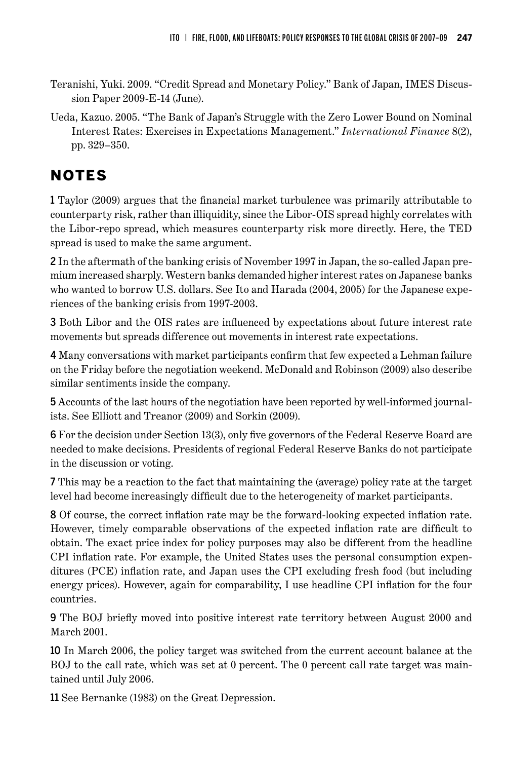Teranishi, Yuki. 2009. "Credit Spread and Monetary Policy." Bank of Japan, IMES Discussion Paper 2009-E-14 (June).

Ueda, Kazuo. 2005. "The Bank of Japan's Struggle with the Zero Lower Bound on Nominal Interest Rates: Exercises in Expectations Management." *International Finance* 8(2), pp. 329–350.

## NOTES

**1** Taylor (2009) argues that the financial market turbulence was primarily attributable to counterparty risk, rather than illiquidity, since the Libor-OIS spread highly correlates with the Libor-repo spread, which measures counterparty risk more directly. Here, the TED spread is used to make the same argument.

**2** In the aftermath of the banking crisis of November 1997 in Japan, the so-called Japan premium increased sharply. Western banks demanded higher interest rates on Japanese banks who wanted to borrow U.S. dollars. See Ito and Harada (2004, 2005) for the Japanese experiences of the banking crisis from 1997-2003.

**3** Both Libor and the OIS rates are influenced by expectations about future interest rate movements but spreads difference out movements in interest rate expectations.

**4** Many conversations with market participants confirm that few expected a Lehman failure on the Friday before the negotiation weekend. McDonald and Robinson (2009) also describe similar sentiments inside the company.

**5** Accounts of the last hours of the negotiation have been reported by well-informed journalists. See Elliott and Treanor (2009) and Sorkin (2009).

**6** For the decision under Section 13(3), only five governors of the Federal Reserve Board are needed to make decisions. Presidents of regional Federal Reserve Banks do not participate in the discussion or voting.

**7** This may be a reaction to the fact that maintaining the (average) policy rate at the target level had become increasingly difficult due to the heterogeneity of market participants.

**8** Of course, the correct inflation rate may be the forward-looking expected inflation rate. However, timely comparable observations of the expected inflation rate are difficult to obtain. The exact price index for policy purposes may also be different from the headline CPI inflation rate. For example, the United States uses the personal consumption expenditures (PCE) inflation rate, and Japan uses the CPI excluding fresh food (but including energy prices). However, again for comparability, I use headline CPI inflation for the four countries.

**9** The BOJ briefly moved into positive interest rate territory between August 2000 and March 2001.

**10** In March 2006, the policy target was switched from the current account balance at the BOJ to the call rate, which was set at 0 percent. The 0 percent call rate target was maintained until July 2006.

**11** See Bernanke (1983) on the Great Depression.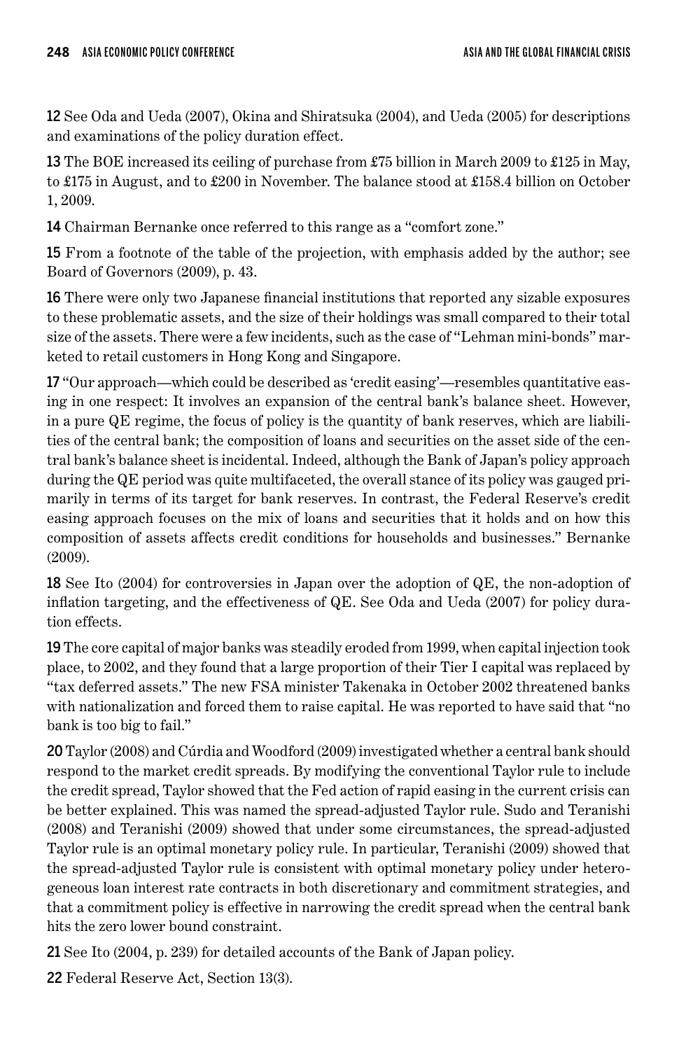12 See Oda and Ueda (2007), Okina and Shiratsuka (2004), and Ueda (2005) for descriptions and examinations of the policy duration effect.

13 The BOE increased its ceiling of purchase from £75 billion in March 2009 to £125 in May, to £175 in August, and to £200 in November. The balance stood at £158.4 billion on October 1, 2009.

14 Chairman Bernanke once referred to this range as a "comfort zone."

15 From a footnote of the table of the projection, with emphasis added by the author; see Board of Governors (2009), p. 43.

16 There were only two Japanese financial institutions that reported any sizable exposures to these problematic assets, and the size of their holdings was small compared to their total size of the assets. There were a few incidents, such as the case of "Lehman mini-bonds" marketed to retail customers in Hong Kong and Singapore.

17 "Our approach—which could be described as 'credit easing'—resembles quantitative easing in one respect: It involves an expansion of the central bank's balance sheet. However, in a pure QE regime, the focus of policy is the quantity of bank reserves, which are liabilities of the central bank; the composition of loans and securities on the asset side of the central bank's balance sheet is incidental. Indeed, although the Bank of Japan's policy approach during the QE period was quite multifaceted, the overall stance of its policy was gauged primarily in terms of its target for bank reserves. In contrast, the Federal Reserve's credit easing approach focuses on the mix of loans and securities that it holds and on how this composition of assets affects credit conditions for households and businesses." Bernanke (2009).

18 See Ito (2004) for controversies in Japan over the adoption of QE, the non-adoption of inflation targeting, and the effectiveness of QE. See Oda and Ueda (2007) for policy duration effects.

19 The core capital of major banks was steadily eroded from 1999, when capital injection took place, to 2002, and they found that a large proportion of their Tier I capital was replaced by "tax deferred assets." The new FSA minister Takenaka in October 2002 threatened banks with nationalization and forced them to raise capital. He was reported to have said that "no bank is too big to fail."

20 Taylor (2008) and Cúrdia and Woodford (2009) investigated whether a central bank should respond to the market credit spreads. By modifying the conventional Taylor rule to include the credit spread, Taylor showed that the Fed action of rapid easing in the current crisis can be better explained. This was named the spread-adjusted Taylor rule. Sudo and Teranishi (2008) and Teranishi (2009) showed that under some circumstances, the spread-adjusted Taylor rule is an optimal monetary policy rule. In particular, Teranishi (2009) showed that the spread-adjusted Taylor rule is consistent with optimal monetary policy under heterogeneous loan interest rate contracts in both discretionary and commitment strategies, and that a commitment policy is effective in narrowing the credit spread when the central bank hits the zero lower bound constraint.

21 See Ito (2004, p. 239) for detailed accounts of the Bank of Japan policy.

22 Federal Reserve Act, Section 13(3).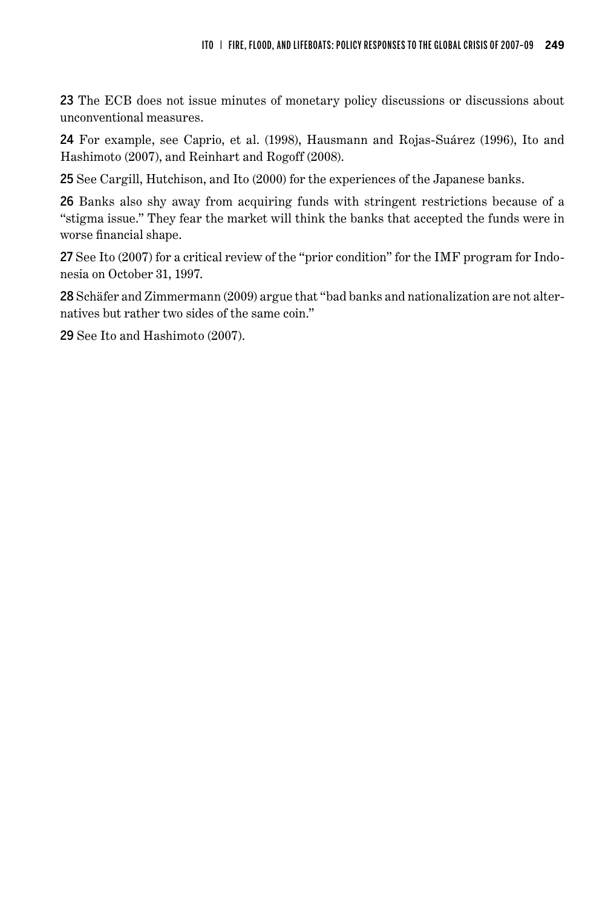23 The ECB does not issue minutes of monetary policy discussions or discussions about unconventional measures.

24 For example, see Caprio, et al. (1998), Hausmann and Rojas-Suárez (1996), Ito and Hashimoto (2007), and Reinhart and Rogoff (2008).

25 See Cargill, Hutchison, and Ito (2000) for the experiences of the Japanese banks.

26 Banks also shy away from acquiring funds with stringent restrictions because of a "stigma issue." They fear the market will think the banks that accepted the funds were in worse financial shape.

27 See Ito (2007) for a critical review of the "prior condition" for the IMF program for Indonesia on October 31, 1997.

28 Schäfer and Zimmermann (2009) argue that "bad banks and nationalization are not alternatives but rather two sides of the same coin."

29 See Ito and Hashimoto (2007).